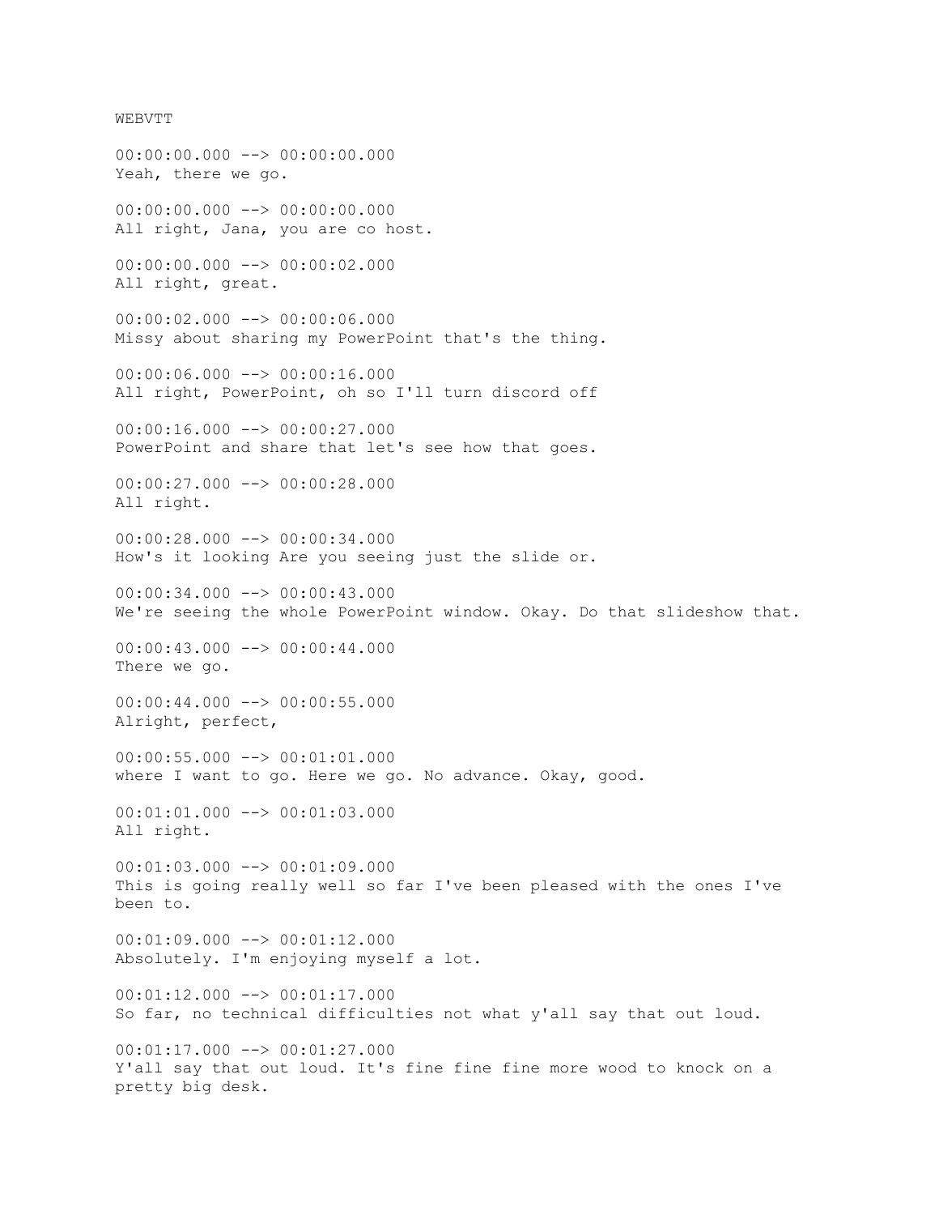WEBVTT

00:00:00.000 --> 00:00:00.000
Yeah, there we go.

00:00:00.000 --> 00:00:00.000
All right, Jana, you are co host.

00:00:00.000 --> 00:00:02.000
All right, great.

00:00:02.000 --> 00:00:06.000
Missy about sharing my PowerPoint that's the thing.

00:00:06.000 --> 00:00:16.000
All right, PowerPoint, oh so I'll turn discord off

00:00:16.000 --> 00:00:27.000
PowerPoint and share that let's see how that goes.

00:00:27.000 --> 00:00:28.000
All right.

00:00:28.000 --> 00:00:34.000
How's it looking Are you seeing just the slide or.

00:00:34.000 --> 00:00:43.000
We're seeing the whole PowerPoint window. Okay. Do that slideshow that.

00:00:43.000 --> 00:00:44.000
There we go.

00:00:44.000 --> 00:00:55.000
Alright, perfect,

00:00:55.000 --> 00:01:01.000
where I want to go. Here we go. No advance. Okay, good.

00:01:01.000 --> 00:01:03.000
All right.

00:01:03.000 --> 00:01:09.000
This is going really well so far I've been pleased with the ones I've been to.

00:01:09.000 --> 00:01:12.000
Absolutely. I'm enjoying myself a lot.

00:01:12.000 --> 00:01:17.000
So far, no technical difficulties not what y'all say that out loud.

00:01:17.000 --> 00:01:27.000
Y'all say that out loud. It's fine fine fine more wood to knock on a pretty big desk.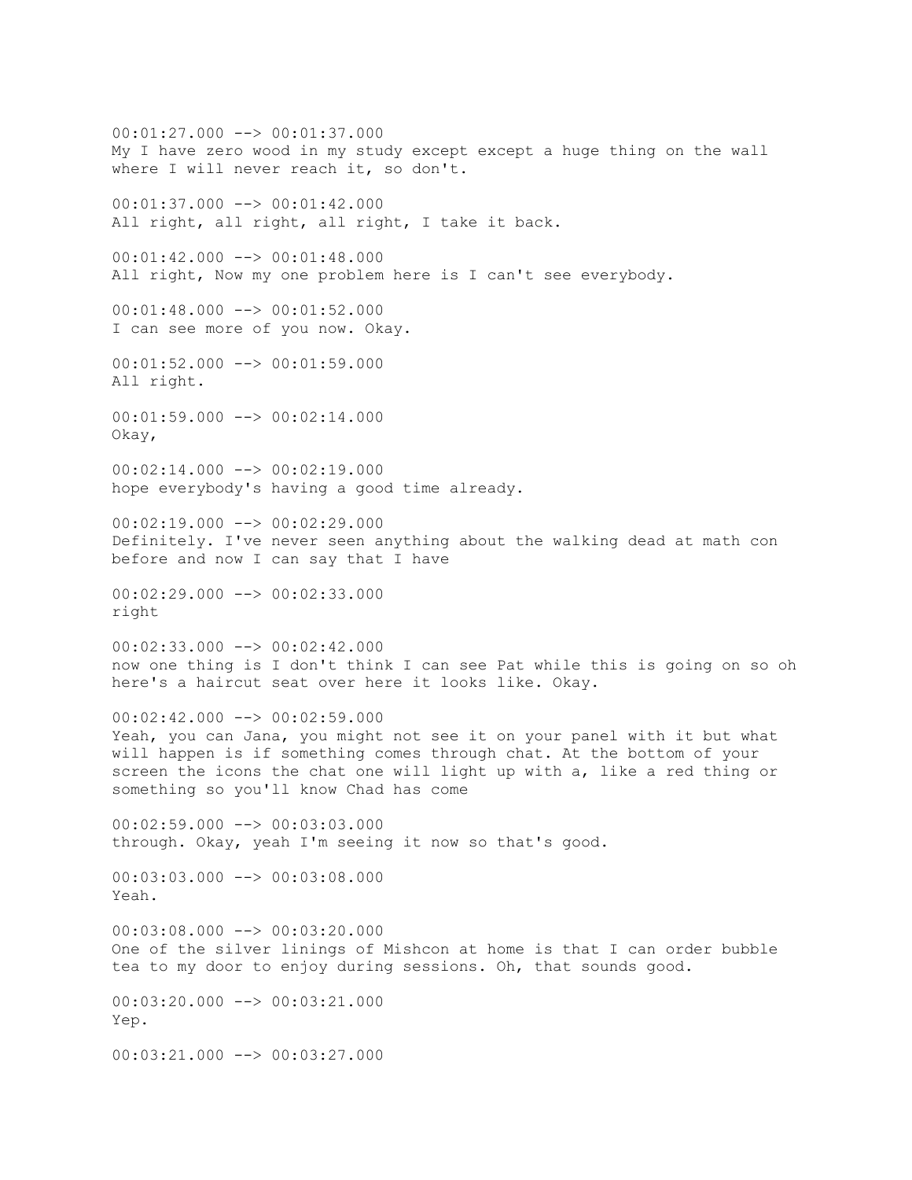00:01:27.000 --> 00:01:37.000
My I have zero wood in my study except except a huge thing on the wall where I will never reach it, so don't.

00:01:37.000 --> 00:01:42.000
All right, all right, all right, I take it back.

00:01:42.000 --> 00:01:48.000
All right, Now my one problem here is I can't see everybody.

00:01:48.000 --> 00:01:52.000
I can see more of you now. Okay.

00:01:52.000 --> 00:01:59.000
All right.

00:01:59.000 --> 00:02:14.000
Okay,

00:02:14.000 --> 00:02:19.000
hope everybody's having a good time already.

00:02:19.000 --> 00:02:29.000
Definitely. I've never seen anything about the walking dead at math con before and now I can say that I have

00:02:29.000 --> 00:02:33.000
right

00:02:33.000 --> 00:02:42.000
now one thing is I don't think I can see Pat while this is going on so oh here's a haircut seat over here it looks like. Okay.

00:02:42.000 --> 00:02:59.000
Yeah, you can Jana, you might not see it on your panel with it but what will happen is if something comes through chat. At the bottom of your screen the icons the chat one will light up with a, like a red thing or something so you'll know Chad has come

00:02:59.000 --> 00:03:03.000
through. Okay, yeah I'm seeing it now so that's good.

00:03:03.000 --> 00:03:08.000
Yeah.

00:03:08.000 --> 00:03:20.000
One of the silver linings of Mishcon at home is that I can order bubble tea to my door to enjoy during sessions. Oh, that sounds good.

00:03:20.000 --> 00:03:21.000
Yep.

00:03:21.000 --> 00:03:27.000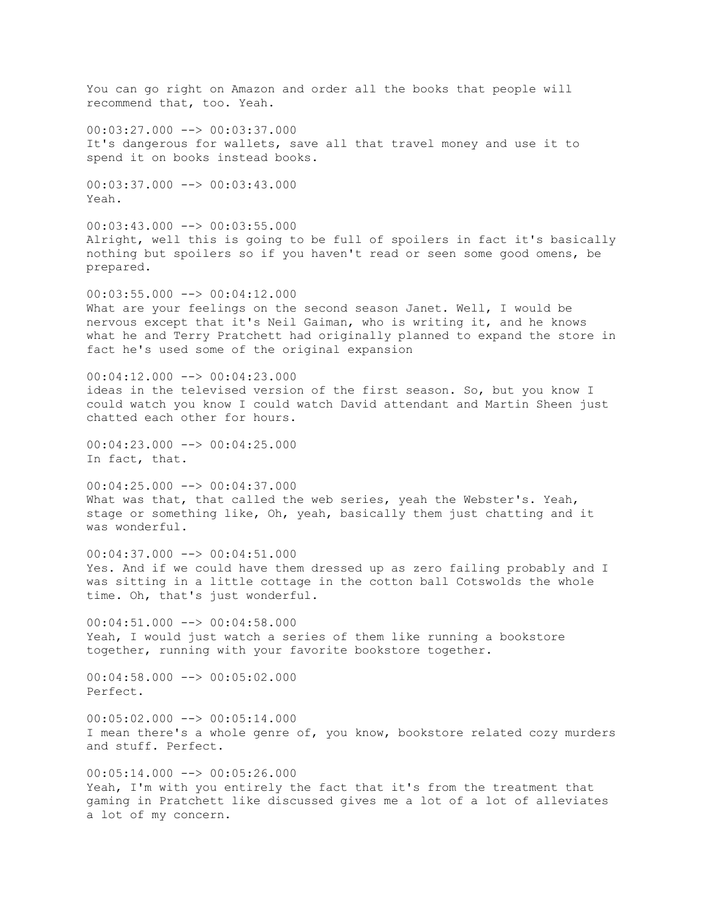You can go right on Amazon and order all the books that people will recommend that, too. Yeah.

00:03:27.000 --> 00:03:37.000
It's dangerous for wallets, save all that travel money and use it to spend it on books instead books.

00:03:37.000 --> 00:03:43.000
Yeah.

00:03:43.000 --> 00:03:55.000
Alright, well this is going to be full of spoilers in fact it's basically nothing but spoilers so if you haven't read or seen some good omens, be prepared.

00:03:55.000 --> 00:04:12.000
What are your feelings on the second season Janet. Well, I would be nervous except that it's Neil Gaiman, who is writing it, and he knows what he and Terry Pratchett had originally planned to expand the store in fact he's used some of the original expansion

00:04:12.000 --> 00:04:23.000
ideas in the televised version of the first season. So, but you know I could watch you know I could watch David attendant and Martin Sheen just chatted each other for hours.

00:04:23.000 --> 00:04:25.000
In fact, that.

00:04:25.000 --> 00:04:37.000
What was that, that called the web series, yeah the Webster's. Yeah, stage or something like, Oh, yeah, basically them just chatting and it was wonderful.

00:04:37.000 --> 00:04:51.000
Yes. And if we could have them dressed up as zero failing probably and I was sitting in a little cottage in the cotton ball Cotswolds the whole time. Oh, that's just wonderful.

00:04:51.000 --> 00:04:58.000
Yeah, I would just watch a series of them like running a bookstore together, running with your favorite bookstore together.

00:04:58.000 --> 00:05:02.000
Perfect.

00:05:02.000 --> 00:05:14.000
I mean there's a whole genre of, you know, bookstore related cozy murders and stuff. Perfect.

00:05:14.000 --> 00:05:26.000
Yeah, I'm with you entirely the fact that it's from the treatment that gaming in Pratchett like discussed gives me a lot of a lot of alleviates a lot of my concern.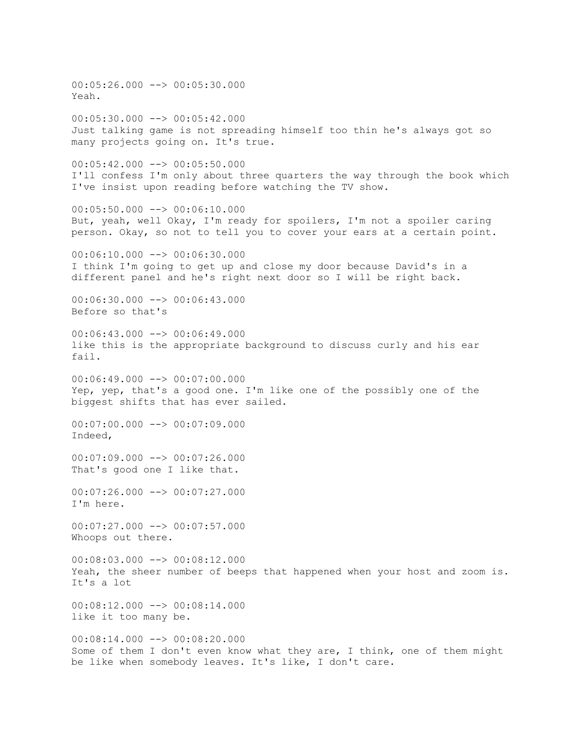00:05:26.000 --> 00:05:30.000
Yeah.

00:05:30.000 --> 00:05:42.000
Just talking game is not spreading himself too thin he's always got so many projects going on. It's true.

00:05:42.000 --> 00:05:50.000
I'll confess I'm only about three quarters the way through the book which I've insist upon reading before watching the TV show.

00:05:50.000 --> 00:06:10.000
But, yeah, well Okay, I'm ready for spoilers, I'm not a spoiler caring person. Okay, so not to tell you to cover your ears at a certain point.

00:06:10.000 --> 00:06:30.000
I think I'm going to get up and close my door because David's in a different panel and he's right next door so I will be right back.

00:06:30.000 --> 00:06:43.000
Before so that's

00:06:43.000 --> 00:06:49.000
like this is the appropriate background to discuss curly and his ear fail.

00:06:49.000 --> 00:07:00.000
Yep, yep, that's a good one. I'm like one of the possibly one of the biggest shifts that has ever sailed.

00:07:00.000 --> 00:07:09.000
Indeed,

00:07:09.000 --> 00:07:26.000
That's good one I like that.

00:07:26.000 --> 00:07:27.000
I'm here.

00:07:27.000 --> 00:07:57.000
Whoops out there.

00:08:03.000 --> 00:08:12.000
Yeah, the sheer number of beeps that happened when your host and zoom is. It's a lot

00:08:12.000 --> 00:08:14.000
like it too many be.

00:08:14.000 --> 00:08:20.000
Some of them I don't even know what they are, I think, one of them might be like when somebody leaves. It's like, I don't care.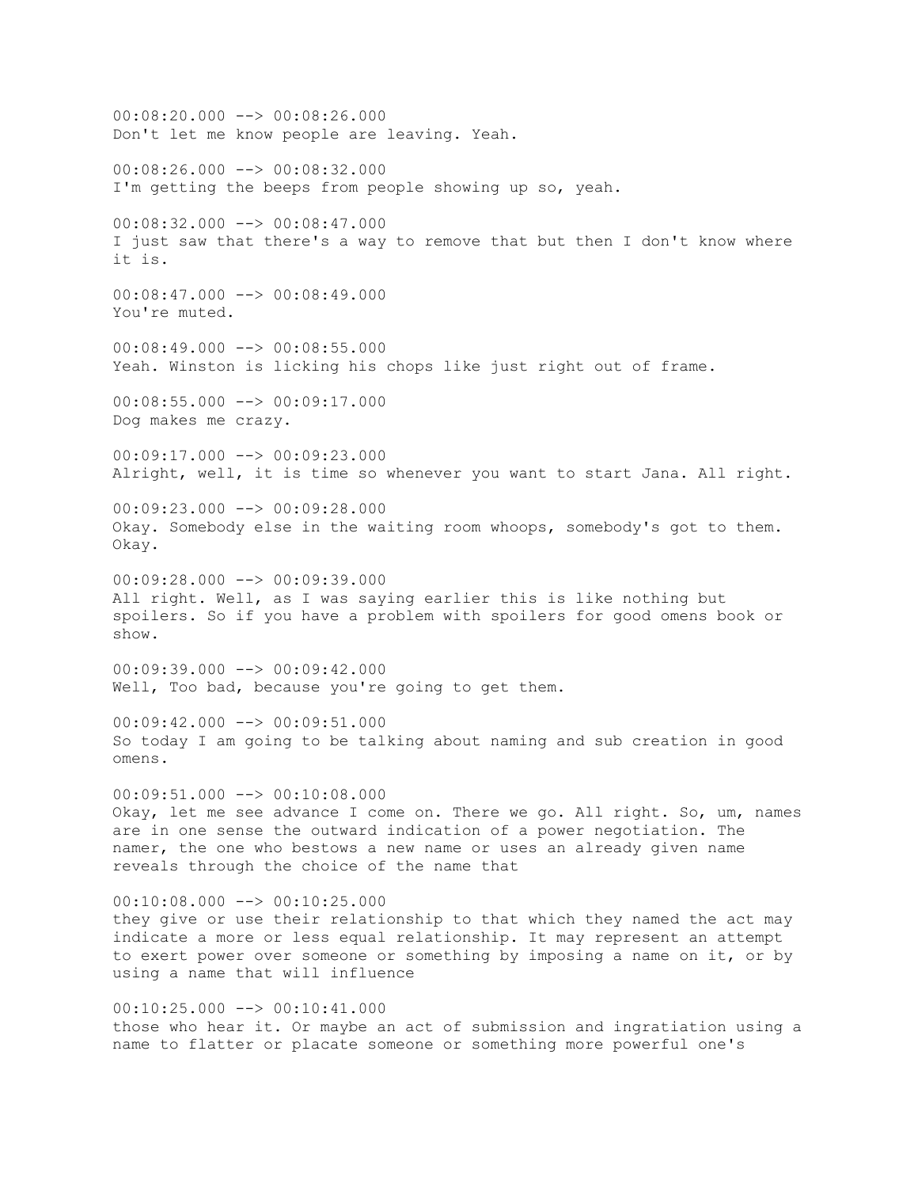00:08:20.000 --> 00:08:26.000
Don't let me know people are leaving. Yeah.

00:08:26.000 --> 00:08:32.000
I'm getting the beeps from people showing up so, yeah.

00:08:32.000 --> 00:08:47.000
I just saw that there's a way to remove that but then I don't know where it is.

00:08:47.000 --> 00:08:49.000
You're muted.

00:08:49.000 --> 00:08:55.000
Yeah. Winston is licking his chops like just right out of frame.

00:08:55.000 --> 00:09:17.000
Dog makes me crazy.

00:09:17.000 --> 00:09:23.000
Alright, well, it is time so whenever you want to start Jana. All right.

00:09:23.000 --> 00:09:28.000
Okay. Somebody else in the waiting room whoops, somebody's got to them. Okay.

00:09:28.000 --> 00:09:39.000
All right. Well, as I was saying earlier this is like nothing but spoilers. So if you have a problem with spoilers for good omens book or show.

00:09:39.000 --> 00:09:42.000
Well, Too bad, because you're going to get them.

00:09:42.000 --> 00:09:51.000
So today I am going to be talking about naming and sub creation in good omens.

00:09:51.000 --> 00:10:08.000
Okay, let me see advance I come on. There we go. All right. So, um, names are in one sense the outward indication of a power negotiation. The namer, the one who bestows a new name or uses an already given name reveals through the choice of the name that

00:10:08.000 --> 00:10:25.000
they give or use their relationship to that which they named the act may indicate a more or less equal relationship. It may represent an attempt to exert power over someone or something by imposing a name on it, or by using a name that will influence

00:10:25.000 --> 00:10:41.000
those who hear it. Or maybe an act of submission and ingratiation using a name to flatter or placate someone or something more powerful one's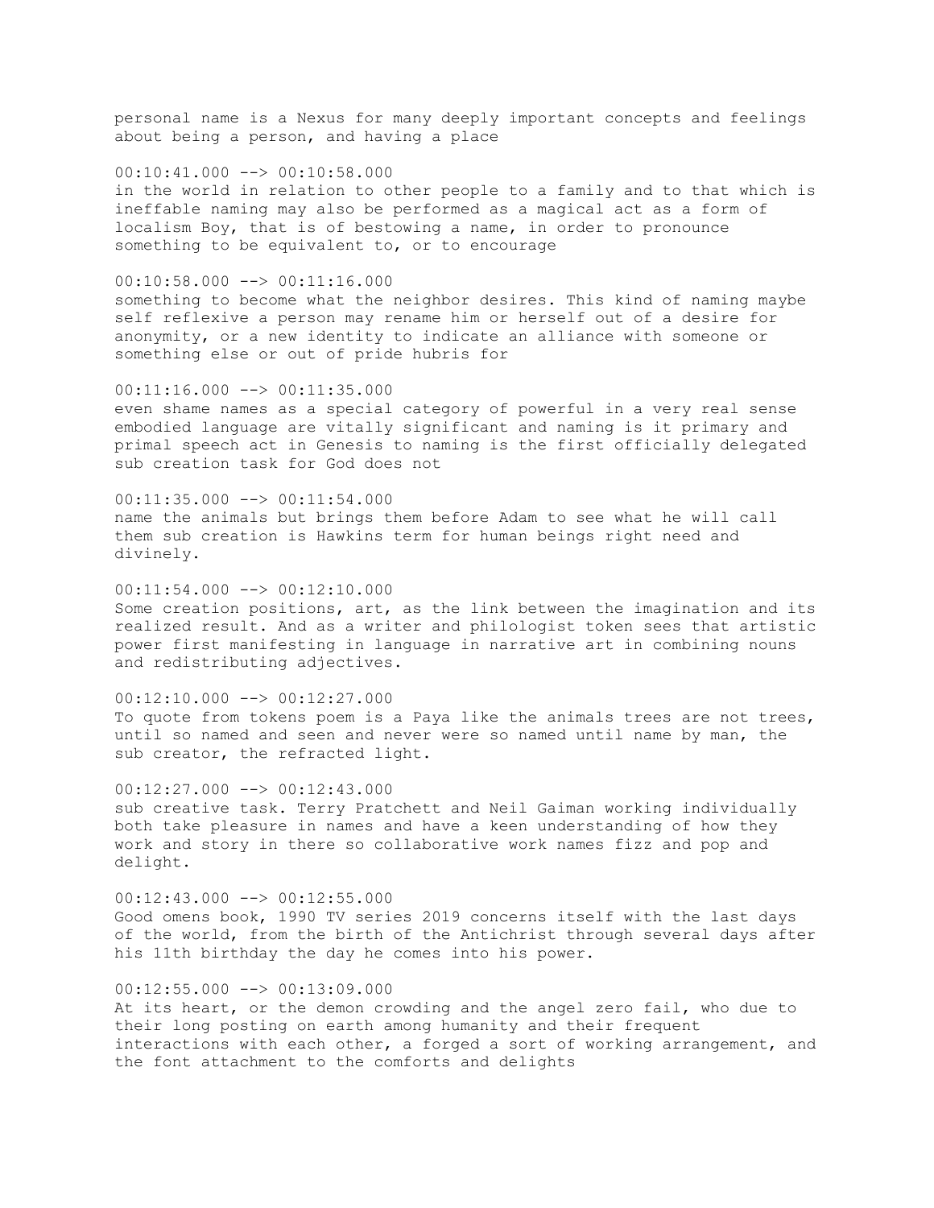personal name is a Nexus for many deeply important concepts and feelings about being a person, and having a place

00:10:41.000 --> 00:10:58.000
in the world in relation to other people to a family and to that which is ineffable naming may also be performed as a magical act as a form of localism Boy, that is of bestowing a name, in order to pronounce something to be equivalent to, or to encourage

00:10:58.000 --> 00:11:16.000
something to become what the neighbor desires. This kind of naming maybe self reflexive a person may rename him or herself out of a desire for anonymity, or a new identity to indicate an alliance with someone or something else or out of pride hubris for

00:11:16.000 --> 00:11:35.000
even shame names as a special category of powerful in a very real sense embodied language are vitally significant and naming is it primary and primal speech act in Genesis to naming is the first officially delegated sub creation task for God does not

00:11:35.000 --> 00:11:54.000
name the animals but brings them before Adam to see what he will call them sub creation is Hawkins term for human beings right need and divinely.

00:11:54.000 --> 00:12:10.000
Some creation positions, art, as the link between the imagination and its realized result. And as a writer and philologist token sees that artistic power first manifesting in language in narrative art in combining nouns and redistributing adjectives.

00:12:10.000 --> 00:12:27.000
To quote from tokens poem is a Paya like the animals trees are not trees, until so named and seen and never were so named until name by man, the sub creator, the refracted light.

00:12:27.000 --> 00:12:43.000
sub creative task. Terry Pratchett and Neil Gaiman working individually both take pleasure in names and have a keen understanding of how they work and story in there so collaborative work names fizz and pop and delight.

00:12:43.000 --> 00:12:55.000
Good omens book, 1990 TV series 2019 concerns itself with the last days of the world, from the birth of the Antichrist through several days after his 11th birthday the day he comes into his power.

00:12:55.000 --> 00:13:09.000
At its heart, or the demon crowding and the angel zero fail, who due to their long posting on earth among humanity and their frequent interactions with each other, a forged a sort of working arrangement, and the font attachment to the comforts and delights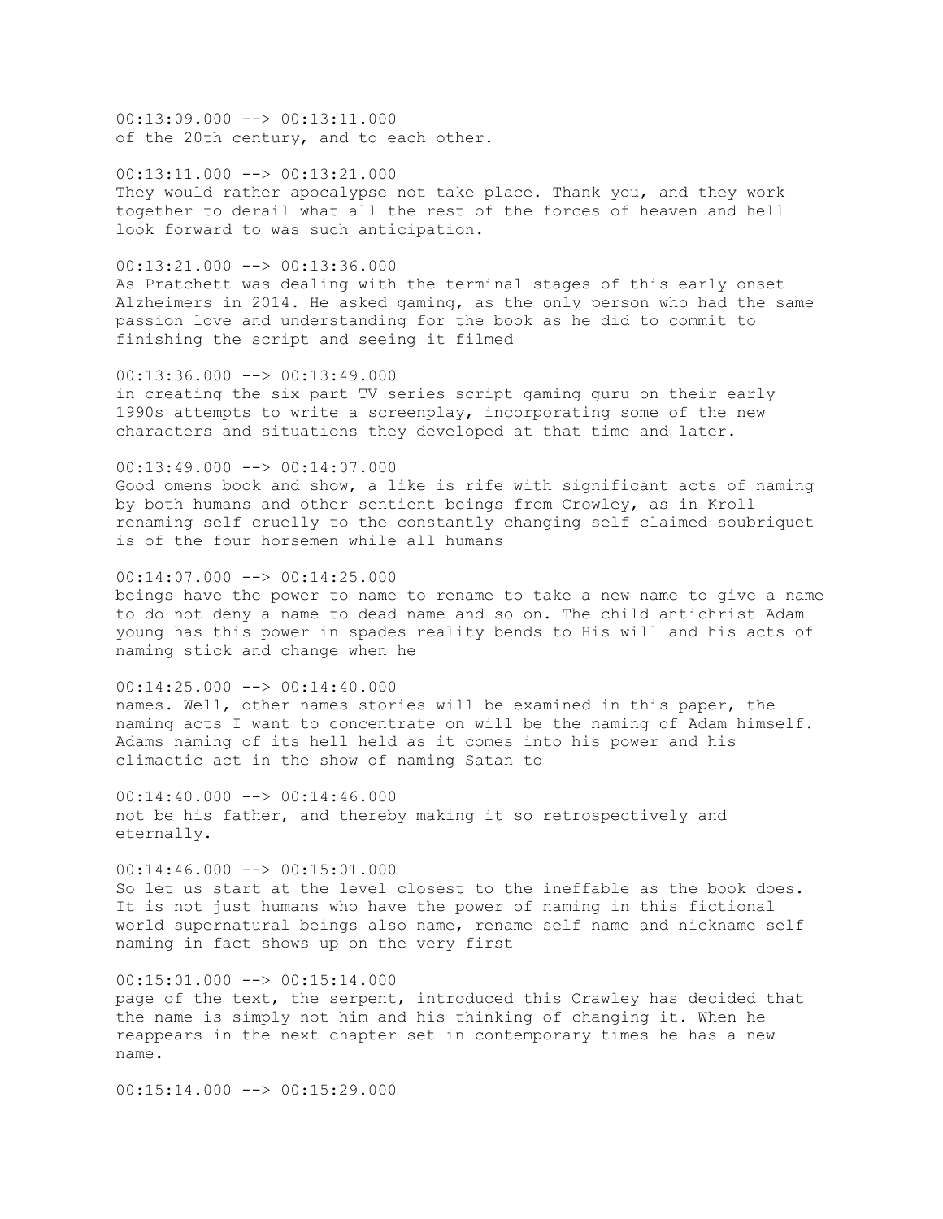00:13:09.000 --> 00:13:11.000
of the 20th century, and to each other.

00:13:11.000 --> 00:13:21.000
They would rather apocalypse not take place. Thank you, and they work together to derail what all the rest of the forces of heaven and hell look forward to was such anticipation.

00:13:21.000 --> 00:13:36.000
As Pratchett was dealing with the terminal stages of this early onset Alzheimers in 2014. He asked gaming, as the only person who had the same passion love and understanding for the book as he did to commit to finishing the script and seeing it filmed

00:13:36.000 --> 00:13:49.000
in creating the six part TV series script gaming guru on their early 1990s attempts to write a screenplay, incorporating some of the new characters and situations they developed at that time and later.

00:13:49.000 --> 00:14:07.000
Good omens book and show, a like is rife with significant acts of naming by both humans and other sentient beings from Crowley, as in Kroll renaming self cruelly to the constantly changing self claimed soubriquet is of the four horsemen while all humans

00:14:07.000 --> 00:14:25.000
beings have the power to name to rename to take a new name to give a name to do not deny a name to dead name and so on. The child antichrist Adam young has this power in spades reality bends to His will and his acts of naming stick and change when he

00:14:25.000 --> 00:14:40.000
names. Well, other names stories will be examined in this paper, the naming acts I want to concentrate on will be the naming of Adam himself. Adams naming of its hell held as it comes into his power and his climactic act in the show of naming Satan to

00:14:40.000 --> 00:14:46.000
not be his father, and thereby making it so retrospectively and eternally.

00:14:46.000 --> 00:15:01.000
So let us start at the level closest to the ineffable as the book does. It is not just humans who have the power of naming in this fictional world supernatural beings also name, rename self name and nickname self naming in fact shows up on the very first

00:15:01.000 --> 00:15:14.000
page of the text, the serpent, introduced this Crawley has decided that the name is simply not him and his thinking of changing it. When he reappears in the next chapter set in contemporary times he has a new name.

00:15:14.000 --> 00:15:29.000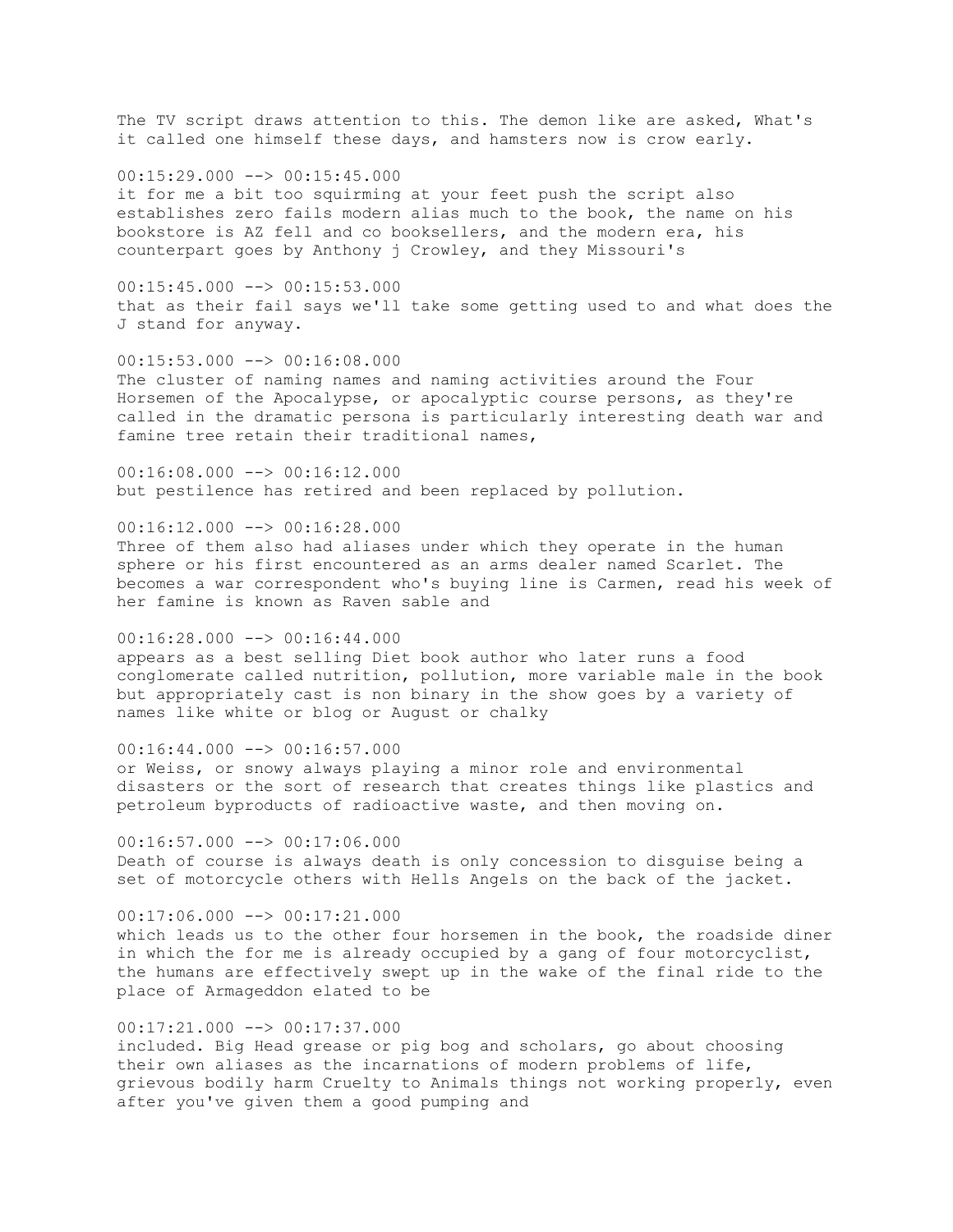The TV script draws attention to this. The demon like are asked, What's it called one himself these days, and hamsters now is crow early.

00:15:29.000 --> 00:15:45.000
it for me a bit too squirming at your feet push the script also establishes zero fails modern alias much to the book, the name on his bookstore is AZ fell and co booksellers, and the modern era, his counterpart goes by Anthony j Crowley, and they Missouri's

00:15:45.000 --> 00:15:53.000
that as their fail says we'll take some getting used to and what does the J stand for anyway.

00:15:53.000 --> 00:16:08.000
The cluster of naming names and naming activities around the Four Horsemen of the Apocalypse, or apocalyptic course persons, as they're called in the dramatic persona is particularly interesting death war and famine tree retain their traditional names,

00:16:08.000 --> 00:16:12.000
but pestilence has retired and been replaced by pollution.

00:16:12.000 --> 00:16:28.000
Three of them also had aliases under which they operate in the human sphere or his first encountered as an arms dealer named Scarlet. The becomes a war correspondent who's buying line is Carmen, read his week of her famine is known as Raven sable and

00:16:28.000 --> 00:16:44.000
appears as a best selling Diet book author who later runs a food conglomerate called nutrition, pollution, more variable male in the book but appropriately cast is non binary in the show goes by a variety of names like white or blog or August or chalky

00:16:44.000 --> 00:16:57.000
or Weiss, or snowy always playing a minor role and environmental disasters or the sort of research that creates things like plastics and petroleum byproducts of radioactive waste, and then moving on.

00:16:57.000 --> 00:17:06.000
Death of course is always death is only concession to disguise being a set of motorcycle others with Hells Angels on the back of the jacket.

00:17:06.000 --> 00:17:21.000
which leads us to the other four horsemen in the book, the roadside diner in which the for me is already occupied by a gang of four motorcyclist, the humans are effectively swept up in the wake of the final ride to the place of Armageddon elated to be

00:17:21.000 --> 00:17:37.000
included. Big Head grease or pig bog and scholars, go about choosing their own aliases as the incarnations of modern problems of life, grievous bodily harm Cruelty to Animals things not working properly, even after you've given them a good pumping and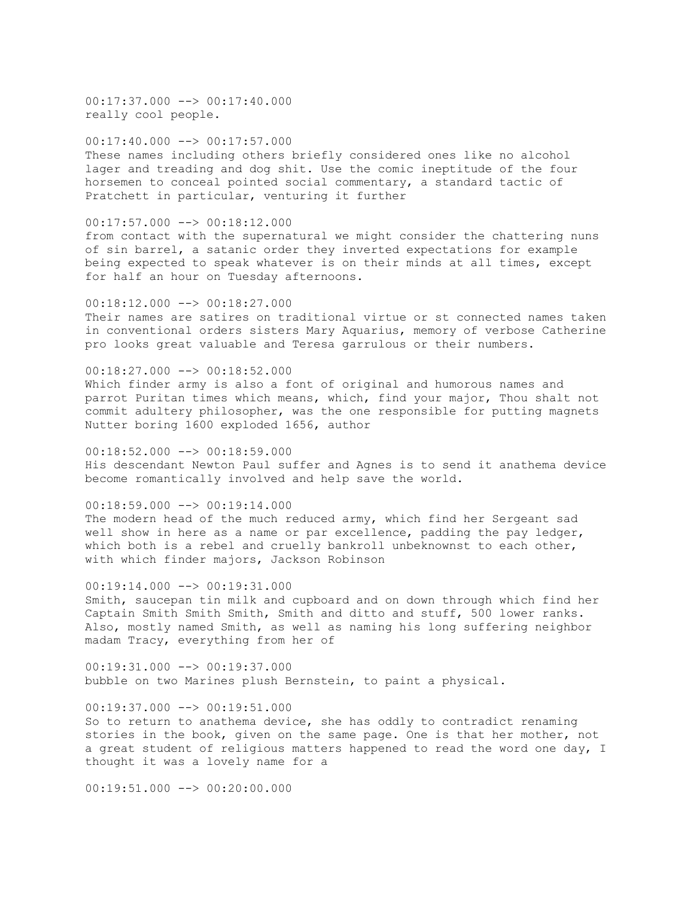00:17:37.000 --> 00:17:40.000
really cool people.

00:17:40.000 --> 00:17:57.000
These names including others briefly considered ones like no alcohol lager and treading and dog shit. Use the comic ineptitude of the four horsemen to conceal pointed social commentary, a standard tactic of Pratchett in particular, venturing it further

00:17:57.000 --> 00:18:12.000
from contact with the supernatural we might consider the chattering nuns of sin barrel, a satanic order they inverted expectations for example being expected to speak whatever is on their minds at all times, except for half an hour on Tuesday afternoons.

00:18:12.000 --> 00:18:27.000
Their names are satires on traditional virtue or st connected names taken in conventional orders sisters Mary Aquarius, memory of verbose Catherine pro looks great valuable and Teresa garrulous or their numbers.

00:18:27.000 --> 00:18:52.000
Which finder army is also a font of original and humorous names and parrot Puritan times which means, which, find your major, Thou shalt not commit adultery philosopher, was the one responsible for putting magnets Nutter boring 1600 exploded 1656, author

00:18:52.000 --> 00:18:59.000
His descendant Newton Paul suffer and Agnes is to send it anathema device become romantically involved and help save the world.

00:18:59.000 --> 00:19:14.000
The modern head of the much reduced army, which find her Sergeant sad well show in here as a name or par excellence, padding the pay ledger, which both is a rebel and cruelly bankroll unbeknownst to each other, with which finder majors, Jackson Robinson

00:19:14.000 --> 00:19:31.000
Smith, saucepan tin milk and cupboard and on down through which find her Captain Smith Smith Smith, Smith and ditto and stuff, 500 lower ranks. Also, mostly named Smith, as well as naming his long suffering neighbor madam Tracy, everything from her of

00:19:31.000 --> 00:19:37.000
bubble on two Marines plush Bernstein, to paint a physical.

00:19:37.000 --> 00:19:51.000
So to return to anathema device, she has oddly to contradict renaming stories in the book, given on the same page. One is that her mother, not a great student of religious matters happened to read the word one day, I thought it was a lovely name for a

00:19:51.000 --> 00:20:00.000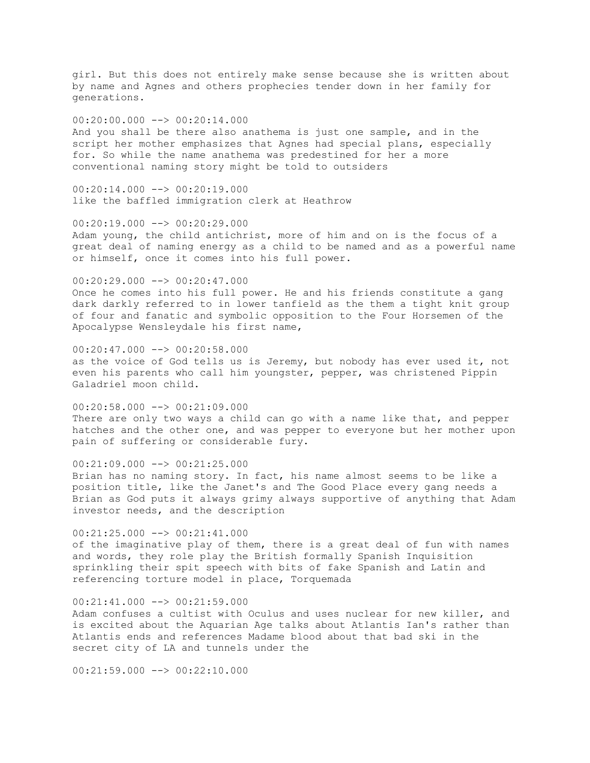girl. But this does not entirely make sense because she is written about by name and Agnes and others prophecies tender down in her family for generations.

00:20:00.000 --> 00:20:14.000
And you shall be there also anathema is just one sample, and in the script her mother emphasizes that Agnes had special plans, especially for. So while the name anathema was predestined for her a more conventional naming story might be told to outsiders

00:20:14.000 --> 00:20:19.000
like the baffled immigration clerk at Heathrow

00:20:19.000 --> 00:20:29.000
Adam young, the child antichrist, more of him and on is the focus of a great deal of naming energy as a child to be named and as a powerful name or himself, once it comes into his full power.

00:20:29.000 --> 00:20:47.000
Once he comes into his full power. He and his friends constitute a gang dark darkly referred to in lower tanfield as the them a tight knit group of four and fanatic and symbolic opposition to the Four Horsemen of the Apocalypse Wensleydale his first name,

00:20:47.000 --> 00:20:58.000
as the voice of God tells us is Jeremy, but nobody has ever used it, not even his parents who call him youngster, pepper, was christened Pippin Galadriel moon child.

00:20:58.000 --> 00:21:09.000
There are only two ways a child can go with a name like that, and pepper hatches and the other one, and was pepper to everyone but her mother upon pain of suffering or considerable fury.

00:21:09.000 --> 00:21:25.000
Brian has no naming story. In fact, his name almost seems to be like a position title, like the Janet's and The Good Place every gang needs a Brian as God puts it always grimy always supportive of anything that Adam investor needs, and the description

00:21:25.000 --> 00:21:41.000
of the imaginative play of them, there is a great deal of fun with names and words, they role play the British formally Spanish Inquisition sprinkling their spit speech with bits of fake Spanish and Latin and referencing torture model in place, Torquemada

00:21:41.000 --> 00:21:59.000
Adam confuses a cultist with Oculus and uses nuclear for new killer, and is excited about the Aquarian Age talks about Atlantis Ian's rather than Atlantis ends and references Madame blood about that bad ski in the secret city of LA and tunnels under the

00:21:59.000 --> 00:22:10.000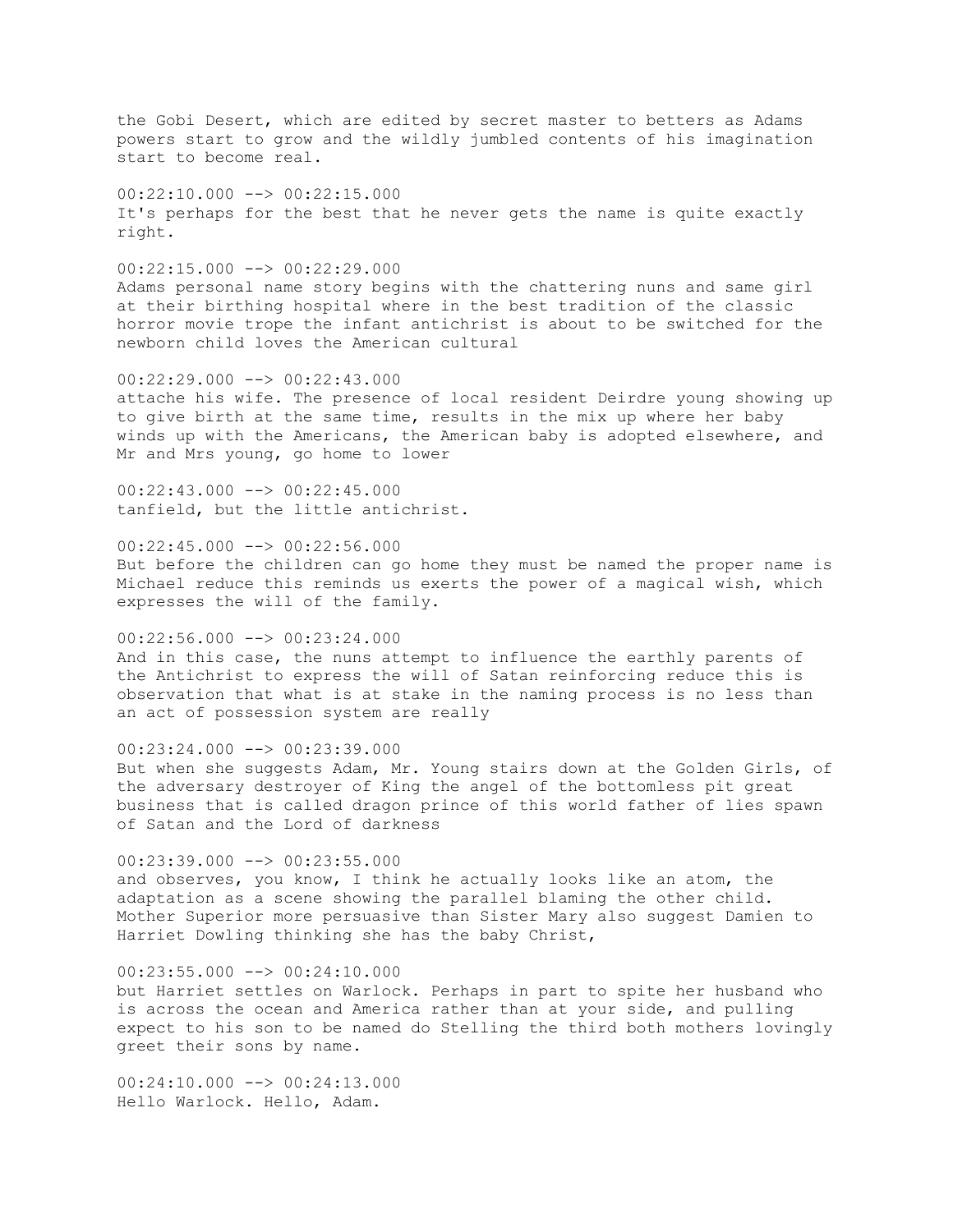the Gobi Desert, which are edited by secret master to betters as Adams powers start to grow and the wildly jumbled contents of his imagination start to become real.

00:22:10.000 --> 00:22:15.000
It's perhaps for the best that he never gets the name is quite exactly right.

00:22:15.000 --> 00:22:29.000
Adams personal name story begins with the chattering nuns and same girl at their birthing hospital where in the best tradition of the classic horror movie trope the infant antichrist is about to be switched for the newborn child loves the American cultural

00:22:29.000 --> 00:22:43.000
attache his wife. The presence of local resident Deirdre young showing up to give birth at the same time, results in the mix up where her baby winds up with the Americans, the American baby is adopted elsewhere, and Mr and Mrs young, go home to lower

00:22:43.000 --> 00:22:45.000
tanfield, but the little antichrist.

00:22:45.000 --> 00:22:56.000
But before the children can go home they must be named the proper name is Michael reduce this reminds us exerts the power of a magical wish, which expresses the will of the family.

00:22:56.000 --> 00:23:24.000
And in this case, the nuns attempt to influence the earthly parents of the Antichrist to express the will of Satan reinforcing reduce this is observation that what is at stake in the naming process is no less than an act of possession system are really

00:23:24.000 --> 00:23:39.000
But when she suggests Adam, Mr. Young stairs down at the Golden Girls, of the adversary destroyer of King the angel of the bottomless pit great business that is called dragon prince of this world father of lies spawn of Satan and the Lord of darkness

00:23:39.000 --> 00:23:55.000
and observes, you know, I think he actually looks like an atom, the adaptation as a scene showing the parallel blaming the other child. Mother Superior more persuasive than Sister Mary also suggest Damien to Harriet Dowling thinking she has the baby Christ,

00:23:55.000 --> 00:24:10.000
but Harriet settles on Warlock. Perhaps in part to spite her husband who is across the ocean and America rather than at your side, and pulling expect to his son to be named do Stelling the third both mothers lovingly greet their sons by name.

00:24:10.000 --> 00:24:13.000
Hello Warlock. Hello, Adam.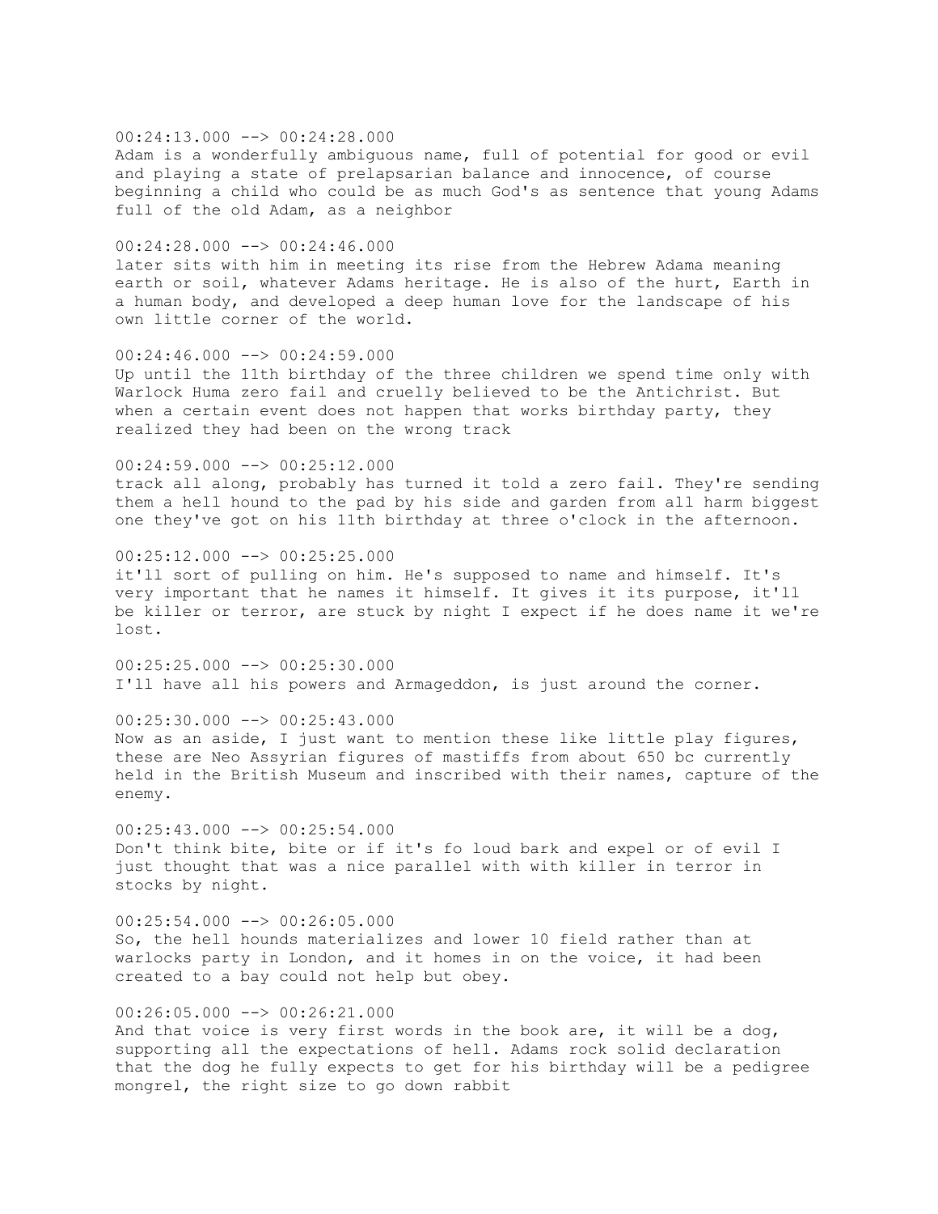00:24:13.000 --> 00:24:28.000
Adam is a wonderfully ambiguous name, full of potential for good or evil and playing a state of prelapsarian balance and innocence, of course beginning a child who could be as much God's as sentence that young Adams full of the old Adam, as a neighbor

00:24:28.000 --> 00:24:46.000
later sits with him in meeting its rise from the Hebrew Adama meaning earth or soil, whatever Adams heritage. He is also of the hurt, Earth in a human body, and developed a deep human love for the landscape of his own little corner of the world.

00:24:46.000 --> 00:24:59.000
Up until the 11th birthday of the three children we spend time only with Warlock Huma zero fail and cruelly believed to be the Antichrist. But when a certain event does not happen that works birthday party, they realized they had been on the wrong track

00:24:59.000 --> 00:25:12.000
track all along, probably has turned it told a zero fail. They're sending them a hell hound to the pad by his side and garden from all harm biggest one they've got on his 11th birthday at three o'clock in the afternoon.

00:25:12.000 --> 00:25:25.000
it'll sort of pulling on him. He's supposed to name and himself. It's very important that he names it himself. It gives it its purpose, it'll be killer or terror, are stuck by night I expect if he does name it we're lost.

00:25:25.000 --> 00:25:30.000
I'll have all his powers and Armageddon, is just around the corner.

00:25:30.000 --> 00:25:43.000
Now as an aside, I just want to mention these like little play figures, these are Neo Assyrian figures of mastiffs from about 650 bc currently held in the British Museum and inscribed with their names, capture of the enemy.

00:25:43.000 --> 00:25:54.000
Don't think bite, bite or if it's fo loud bark and expel or of evil I just thought that was a nice parallel with with killer in terror in stocks by night.

00:25:54.000 --> 00:26:05.000
So, the hell hounds materializes and lower 10 field rather than at warlocks party in London, and it homes in on the voice, it had been created to a bay could not help but obey.

00:26:05.000 --> 00:26:21.000
And that voice is very first words in the book are, it will be a dog, supporting all the expectations of hell. Adams rock solid declaration that the dog he fully expects to get for his birthday will be a pedigree mongrel, the right size to go down rabbit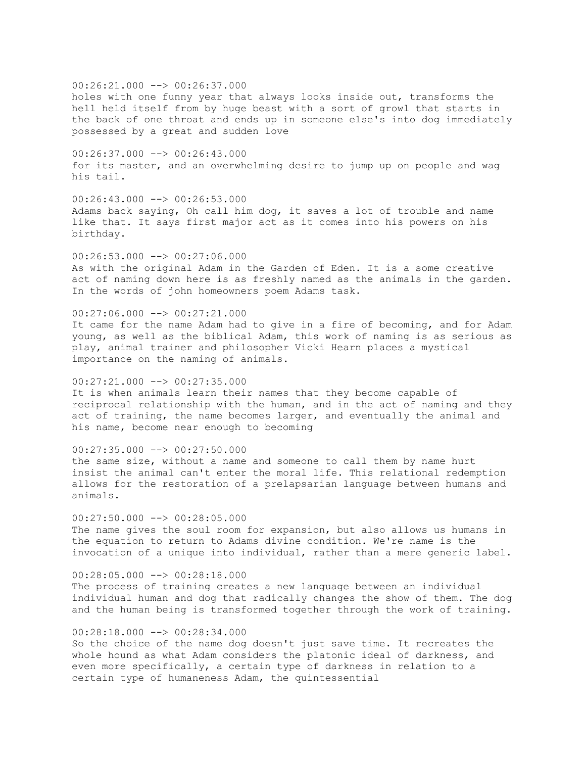00:26:21.000 --> 00:26:37.000
holes with one funny year that always looks inside out, transforms the hell held itself from by huge beast with a sort of growl that starts in the back of one throat and ends up in someone else's into dog immediately possessed by a great and sudden love

00:26:37.000 --> 00:26:43.000
for its master, and an overwhelming desire to jump up on people and wag his tail.

00:26:43.000 --> 00:26:53.000
Adams back saying, Oh call him dog, it saves a lot of trouble and name like that. It says first major act as it comes into his powers on his birthday.

00:26:53.000 --> 00:27:06.000
As with the original Adam in the Garden of Eden. It is a some creative act of naming down here is as freshly named as the animals in the garden. In the words of john homeowners poem Adams task.

00:27:06.000 --> 00:27:21.000
It came for the name Adam had to give in a fire of becoming, and for Adam young, as well as the biblical Adam, this work of naming is as serious as play, animal trainer and philosopher Vicki Hearn places a mystical importance on the naming of animals.

00:27:21.000 --> 00:27:35.000
It is when animals learn their names that they become capable of reciprocal relationship with the human, and in the act of naming and they act of training, the name becomes larger, and eventually the animal and his name, become near enough to becoming

00:27:35.000 --> 00:27:50.000
the same size, without a name and someone to call them by name hurt insist the animal can't enter the moral life. This relational redemption allows for the restoration of a prelapsarian language between humans and animals.

00:27:50.000 --> 00:28:05.000
The name gives the soul room for expansion, but also allows us humans in the equation to return to Adams divine condition. We're name is the invocation of a unique into individual, rather than a mere generic label.

00:28:05.000 --> 00:28:18.000
The process of training creates a new language between an individual individual human and dog that radically changes the show of them. The dog and the human being is transformed together through the work of training.

00:28:18.000 --> 00:28:34.000
So the choice of the name dog doesn't just save time. It recreates the whole hound as what Adam considers the platonic ideal of darkness, and even more specifically, a certain type of darkness in relation to a certain type of humaneness Adam, the quintessential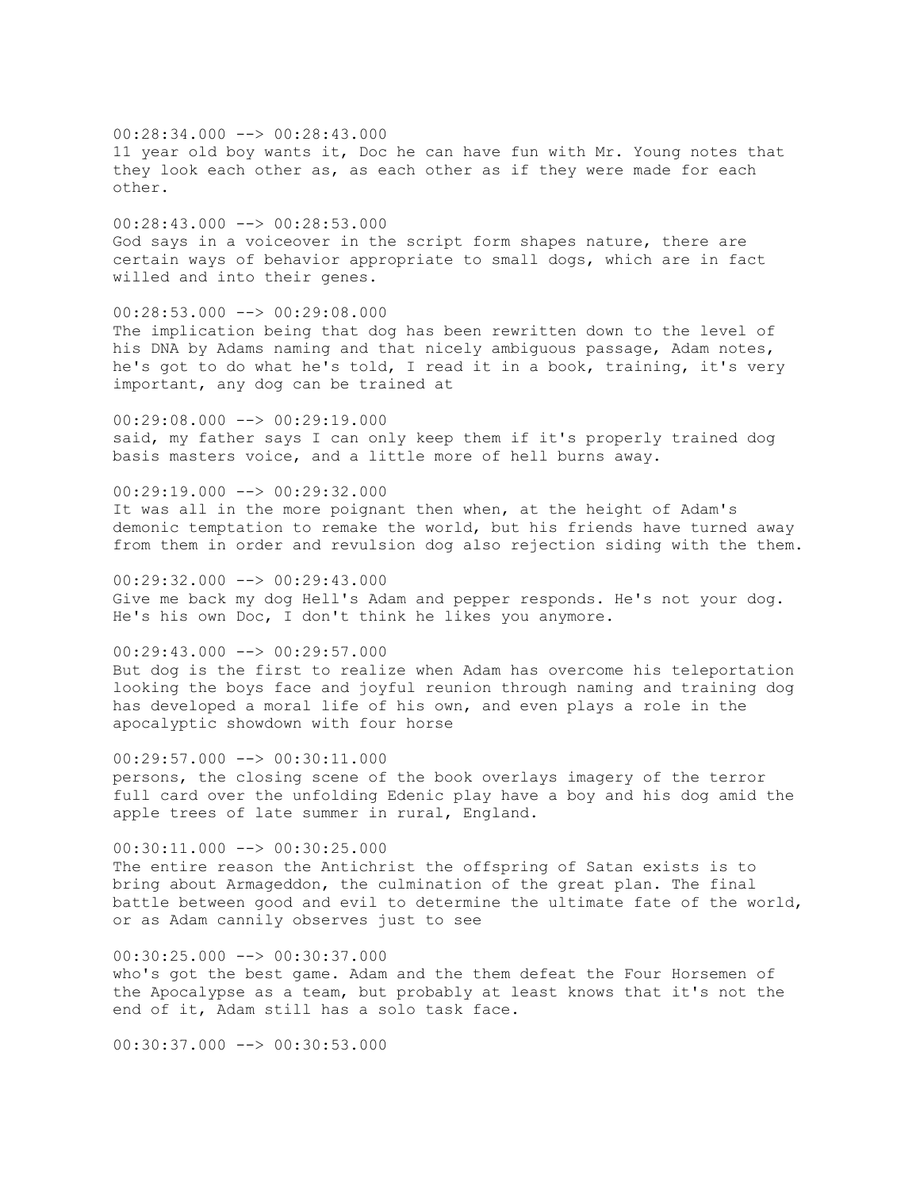00:28:34.000 --> 00:28:43.000
11 year old boy wants it, Doc he can have fun with Mr. Young notes that they look each other as, as each other as if they were made for each other.

00:28:43.000 --> 00:28:53.000
God says in a voiceover in the script form shapes nature, there are certain ways of behavior appropriate to small dogs, which are in fact willed and into their genes.

00:28:53.000 --> 00:29:08.000
The implication being that dog has been rewritten down to the level of his DNA by Adams naming and that nicely ambiguous passage, Adam notes, he's got to do what he's told, I read it in a book, training, it's very important, any dog can be trained at

00:29:08.000 --> 00:29:19.000
said, my father says I can only keep them if it's properly trained dog basis masters voice, and a little more of hell burns away.

00:29:19.000 --> 00:29:32.000
It was all in the more poignant then when, at the height of Adam's demonic temptation to remake the world, but his friends have turned away from them in order and revulsion dog also rejection siding with the them.

00:29:32.000 --> 00:29:43.000
Give me back my dog Hell's Adam and pepper responds. He's not your dog. He's his own Doc, I don't think he likes you anymore.

00:29:43.000 --> 00:29:57.000
But dog is the first to realize when Adam has overcome his teleportation looking the boys face and joyful reunion through naming and training dog has developed a moral life of his own, and even plays a role in the apocalyptic showdown with four horse

00:29:57.000 --> 00:30:11.000
persons, the closing scene of the book overlays imagery of the terror full card over the unfolding Edenic play have a boy and his dog amid the apple trees of late summer in rural, England.

00:30:11.000 --> 00:30:25.000
The entire reason the Antichrist the offspring of Satan exists is to bring about Armageddon, the culmination of the great plan. The final battle between good and evil to determine the ultimate fate of the world, or as Adam cannily observes just to see

00:30:25.000 --> 00:30:37.000
who's got the best game. Adam and the them defeat the Four Horsemen of the Apocalypse as a team, but probably at least knows that it's not the end of it, Adam still has a solo task face.

00:30:37.000 --> 00:30:53.000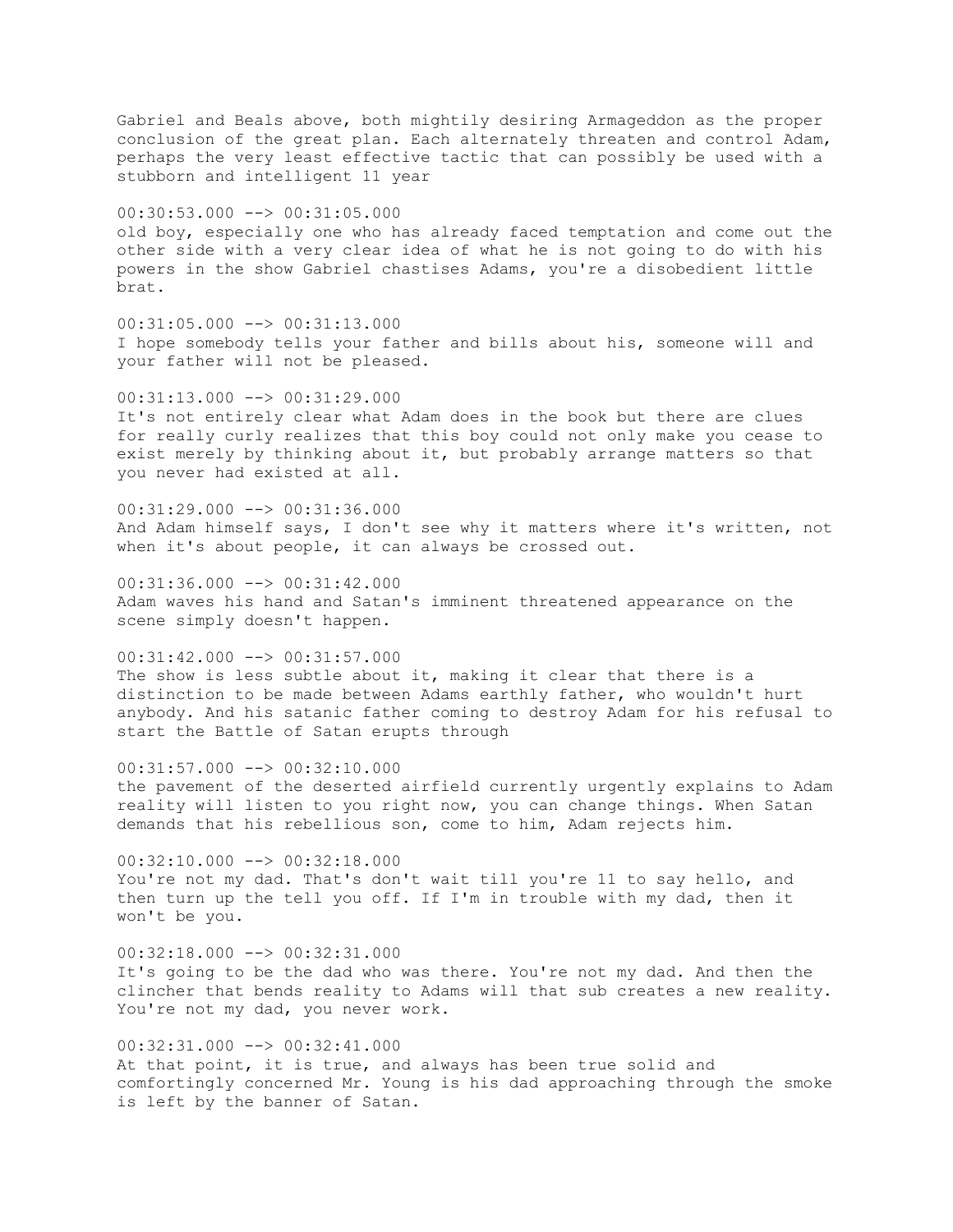Gabriel and Beals above, both mightily desiring Armageddon as the proper conclusion of the great plan. Each alternately threaten and control Adam, perhaps the very least effective tactic that can possibly be used with a stubborn and intelligent 11 year

00:30:53.000 --> 00:31:05.000
old boy, especially one who has already faced temptation and come out the other side with a very clear idea of what he is not going to do with his powers in the show Gabriel chastises Adams, you're a disobedient little brat.

00:31:05.000 --> 00:31:13.000
I hope somebody tells your father and bills about his, someone will and your father will not be pleased.

00:31:13.000 --> 00:31:29.000
It's not entirely clear what Adam does in the book but there are clues for really curly realizes that this boy could not only make you cease to exist merely by thinking about it, but probably arrange matters so that you never had existed at all.

00:31:29.000 --> 00:31:36.000
And Adam himself says, I don't see why it matters where it's written, not when it's about people, it can always be crossed out.

00:31:36.000 --> 00:31:42.000
Adam waves his hand and Satan's imminent threatened appearance on the scene simply doesn't happen.

00:31:42.000 --> 00:31:57.000
The show is less subtle about it, making it clear that there is a distinction to be made between Adams earthly father, who wouldn't hurt anybody. And his satanic father coming to destroy Adam for his refusal to start the Battle of Satan erupts through

00:31:57.000 --> 00:32:10.000
the pavement of the deserted airfield currently urgently explains to Adam reality will listen to you right now, you can change things. When Satan demands that his rebellious son, come to him, Adam rejects him.

00:32:10.000 --> 00:32:18.000
You're not my dad. That's don't wait till you're 11 to say hello, and then turn up the tell you off. If I'm in trouble with my dad, then it won't be you.

00:32:18.000 --> 00:32:31.000
It's going to be the dad who was there. You're not my dad. And then the clincher that bends reality to Adams will that sub creates a new reality. You're not my dad, you never work.

00:32:31.000 --> 00:32:41.000
At that point, it is true, and always has been true solid and comfortingly concerned Mr. Young is his dad approaching through the smoke is left by the banner of Satan.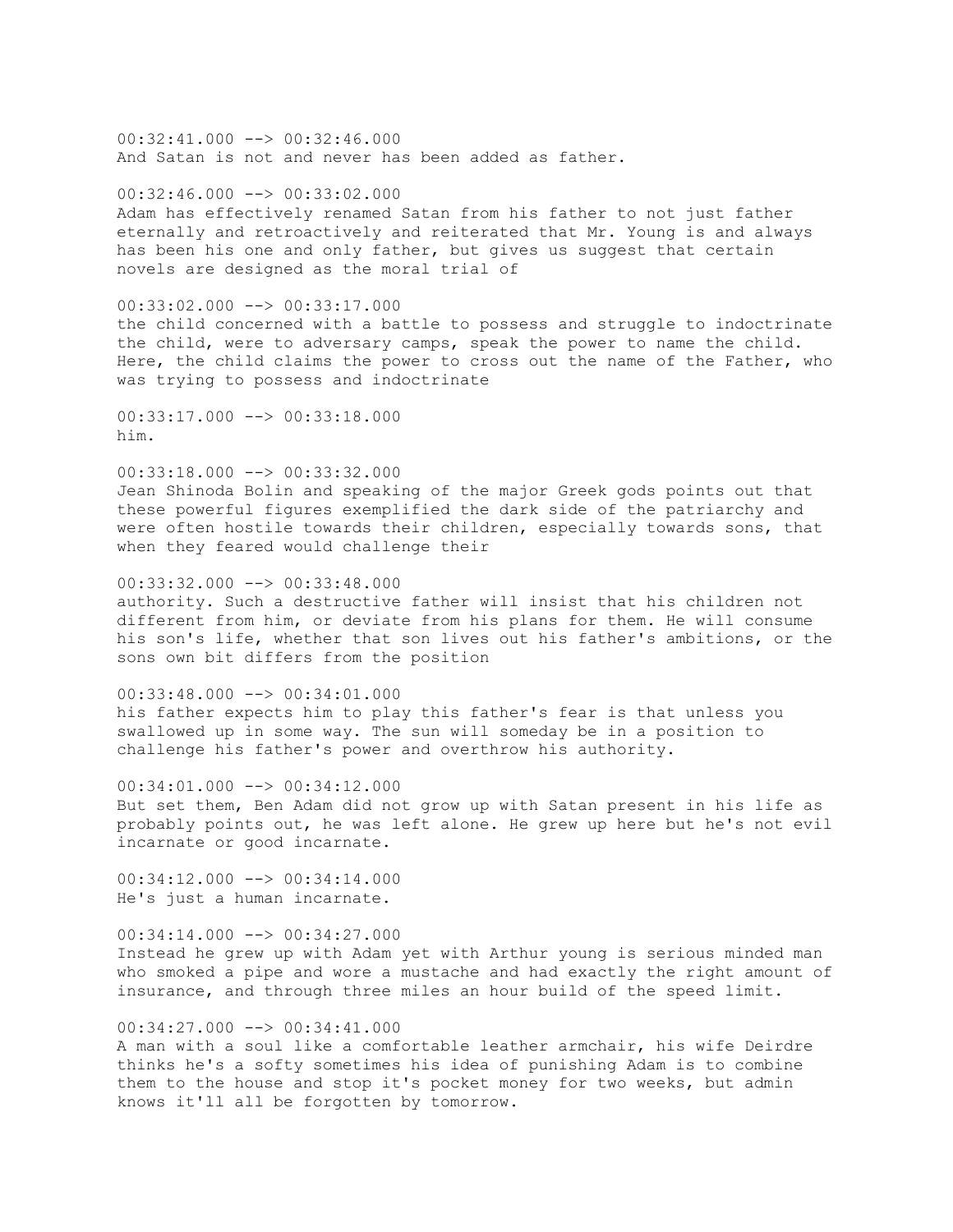00:32:41.000 --> 00:32:46.000
And Satan is not and never has been added as father.

00:32:46.000 --> 00:33:02.000
Adam has effectively renamed Satan from his father to not just father eternally and retroactively and reiterated that Mr. Young is and always has been his one and only father, but gives us suggest that certain novels are designed as the moral trial of

00:33:02.000 --> 00:33:17.000
the child concerned with a battle to possess and struggle to indoctrinate the child, were to adversary camps, speak the power to name the child. Here, the child claims the power to cross out the name of the Father, who was trying to possess and indoctrinate

00:33:17.000 --> 00:33:18.000
him.

00:33:18.000 --> 00:33:32.000
Jean Shinoda Bolin and speaking of the major Greek gods points out that these powerful figures exemplified the dark side of the patriarchy and were often hostile towards their children, especially towards sons, that when they feared would challenge their

00:33:32.000 --> 00:33:48.000
authority. Such a destructive father will insist that his children not different from him, or deviate from his plans for them. He will consume his son's life, whether that son lives out his father's ambitions, or the sons own bit differs from the position

00:33:48.000 --> 00:34:01.000
his father expects him to play this father's fear is that unless you swallowed up in some way. The sun will someday be in a position to challenge his father's power and overthrow his authority.

00:34:01.000 --> 00:34:12.000
But set them, Ben Adam did not grow up with Satan present in his life as probably points out, he was left alone. He grew up here but he's not evil incarnate or good incarnate.

00:34:12.000 --> 00:34:14.000
He's just a human incarnate.

00:34:14.000 --> 00:34:27.000
Instead he grew up with Adam yet with Arthur young is serious minded man who smoked a pipe and wore a mustache and had exactly the right amount of insurance, and through three miles an hour build of the speed limit.

00:34:27.000 --> 00:34:41.000
A man with a soul like a comfortable leather armchair, his wife Deirdre thinks he's a softy sometimes his idea of punishing Adam is to combine them to the house and stop it's pocket money for two weeks, but admin knows it'll all be forgotten by tomorrow.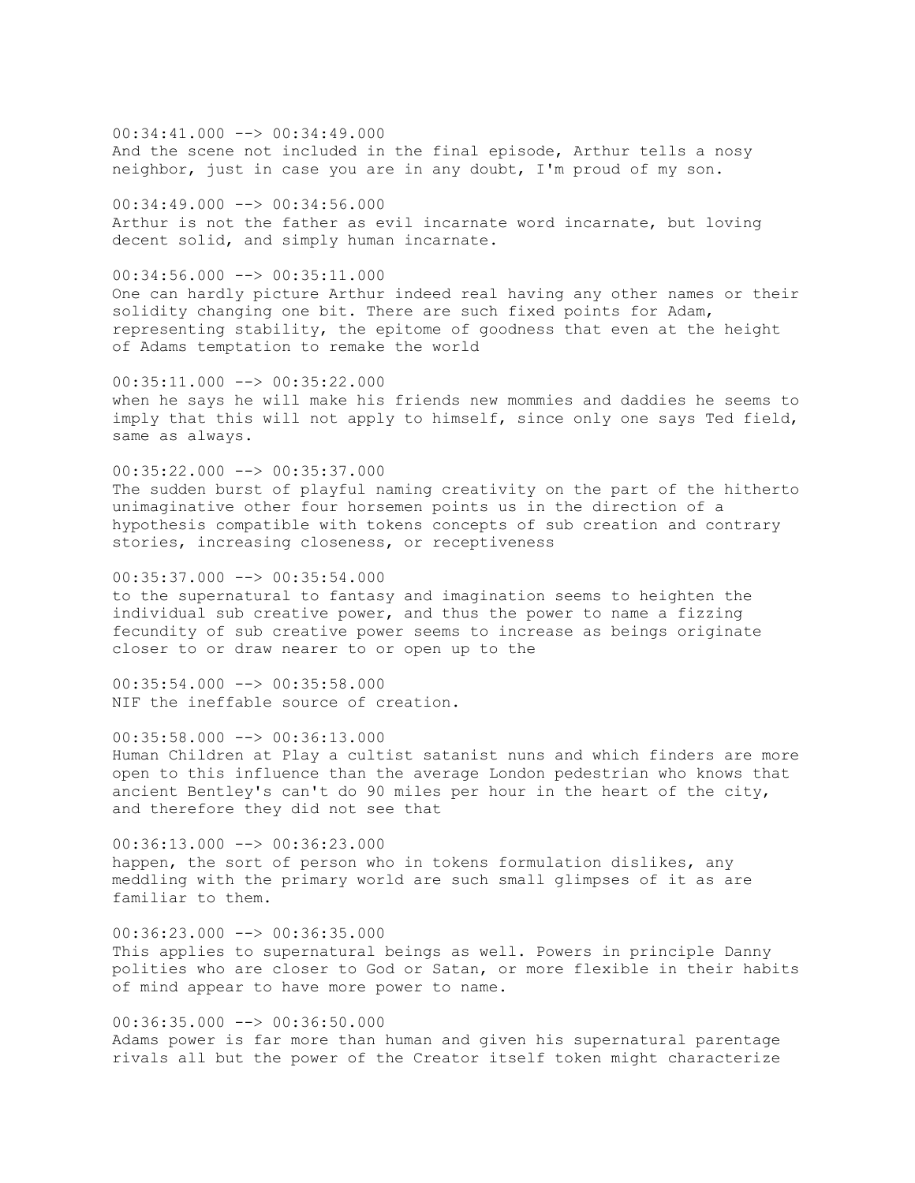00:34:41.000 --> 00:34:49.000
And the scene not included in the final episode, Arthur tells a nosy neighbor, just in case you are in any doubt, I'm proud of my son.

00:34:49.000 --> 00:34:56.000
Arthur is not the father as evil incarnate word incarnate, but loving decent solid, and simply human incarnate.

00:34:56.000 --> 00:35:11.000
One can hardly picture Arthur indeed real having any other names or their solidity changing one bit. There are such fixed points for Adam, representing stability, the epitome of goodness that even at the height of Adams temptation to remake the world

00:35:11.000 --> 00:35:22.000
when he says he will make his friends new mommies and daddies he seems to imply that this will not apply to himself, since only one says Ted field, same as always.

00:35:22.000 --> 00:35:37.000
The sudden burst of playful naming creativity on the part of the hitherto unimaginative other four horsemen points us in the direction of a hypothesis compatible with tokens concepts of sub creation and contrary stories, increasing closeness, or receptiveness

00:35:37.000 --> 00:35:54.000
to the supernatural to fantasy and imagination seems to heighten the individual sub creative power, and thus the power to name a fizzing fecundity of sub creative power seems to increase as beings originate closer to or draw nearer to or open up to the

00:35:54.000 --> 00:35:58.000
NIF the ineffable source of creation.

00:35:58.000 --> 00:36:13.000
Human Children at Play a cultist satanist nuns and which finders are more open to this influence than the average London pedestrian who knows that ancient Bentley's can't do 90 miles per hour in the heart of the city, and therefore they did not see that

00:36:13.000 --> 00:36:23.000
happen, the sort of person who in tokens formulation dislikes, any meddling with the primary world are such small glimpses of it as are familiar to them.

00:36:23.000 --> 00:36:35.000
This applies to supernatural beings as well. Powers in principle Danny polities who are closer to God or Satan, or more flexible in their habits of mind appear to have more power to name.

00:36:35.000 --> 00:36:50.000
Adams power is far more than human and given his supernatural parentage rivals all but the power of the Creator itself token might characterize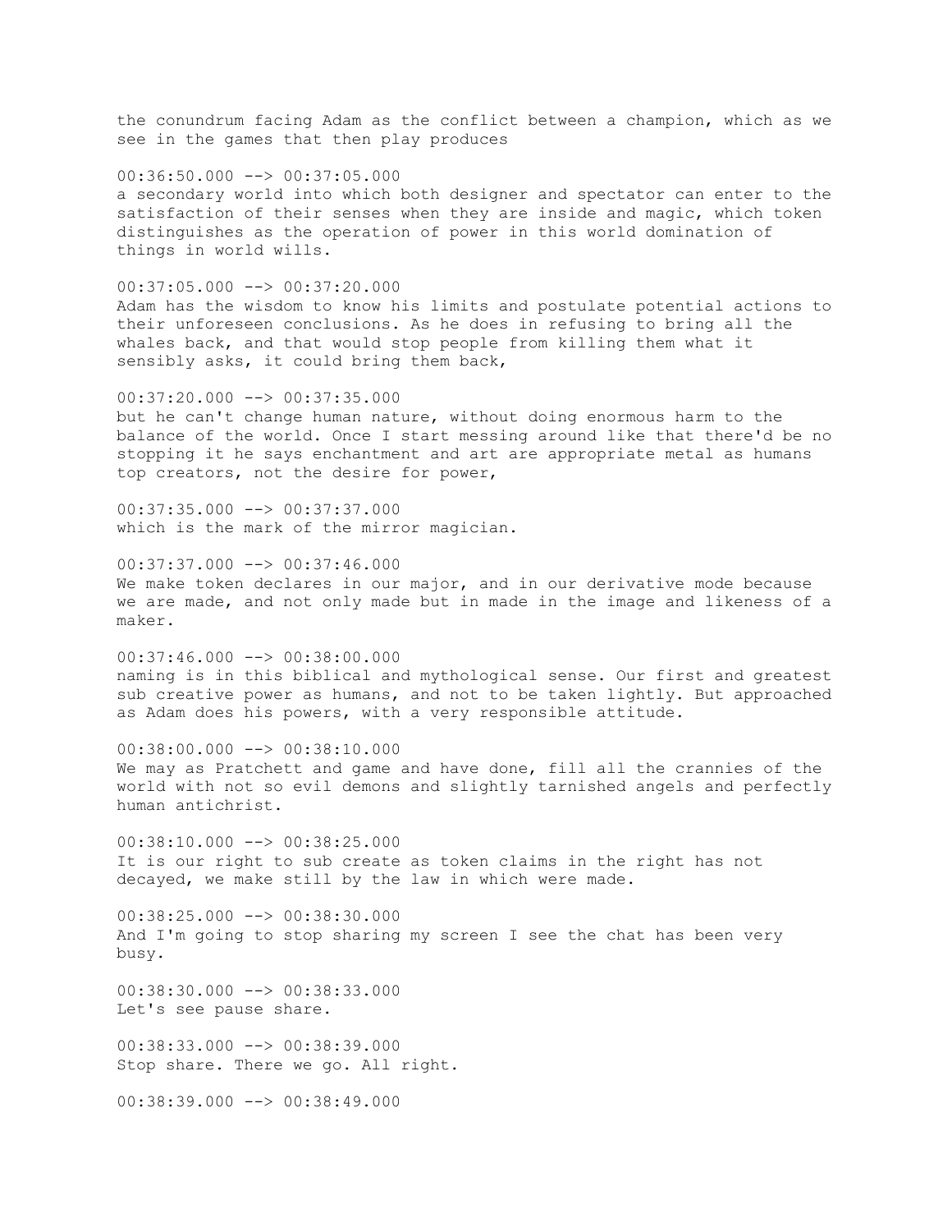the conundrum facing Adam as the conflict between a champion, which as we see in the games that then play produces

00:36:50.000 --> 00:37:05.000
a secondary world into which both designer and spectator can enter to the satisfaction of their senses when they are inside and magic, which token distinguishes as the operation of power in this world domination of things in world wills.

00:37:05.000 --> 00:37:20.000
Adam has the wisdom to know his limits and postulate potential actions to their unforeseen conclusions. As he does in refusing to bring all the whales back, and that would stop people from killing them what it sensibly asks, it could bring them back,

00:37:20.000 --> 00:37:35.000
but he can't change human nature, without doing enormous harm to the balance of the world. Once I start messing around like that there'd be no stopping it he says enchantment and art are appropriate metal as humans top creators, not the desire for power,

00:37:35.000 --> 00:37:37.000
which is the mark of the mirror magician.

00:37:37.000 --> 00:37:46.000
We make token declares in our major, and in our derivative mode because we are made, and not only made but in made in the image and likeness of a maker.

00:37:46.000 --> 00:38:00.000
naming is in this biblical and mythological sense. Our first and greatest sub creative power as humans, and not to be taken lightly. But approached as Adam does his powers, with a very responsible attitude.

00:38:00.000 --> 00:38:10.000
We may as Pratchett and game and have done, fill all the crannies of the world with not so evil demons and slightly tarnished angels and perfectly human antichrist.

00:38:10.000 --> 00:38:25.000
It is our right to sub create as token claims in the right has not decayed, we make still by the law in which were made.

00:38:25.000 --> 00:38:30.000
And I'm going to stop sharing my screen I see the chat has been very busy.

00:38:30.000 --> 00:38:33.000
Let's see pause share.

00:38:33.000 --> 00:38:39.000
Stop share. There we go. All right.

00:38:39.000 --> 00:38:49.000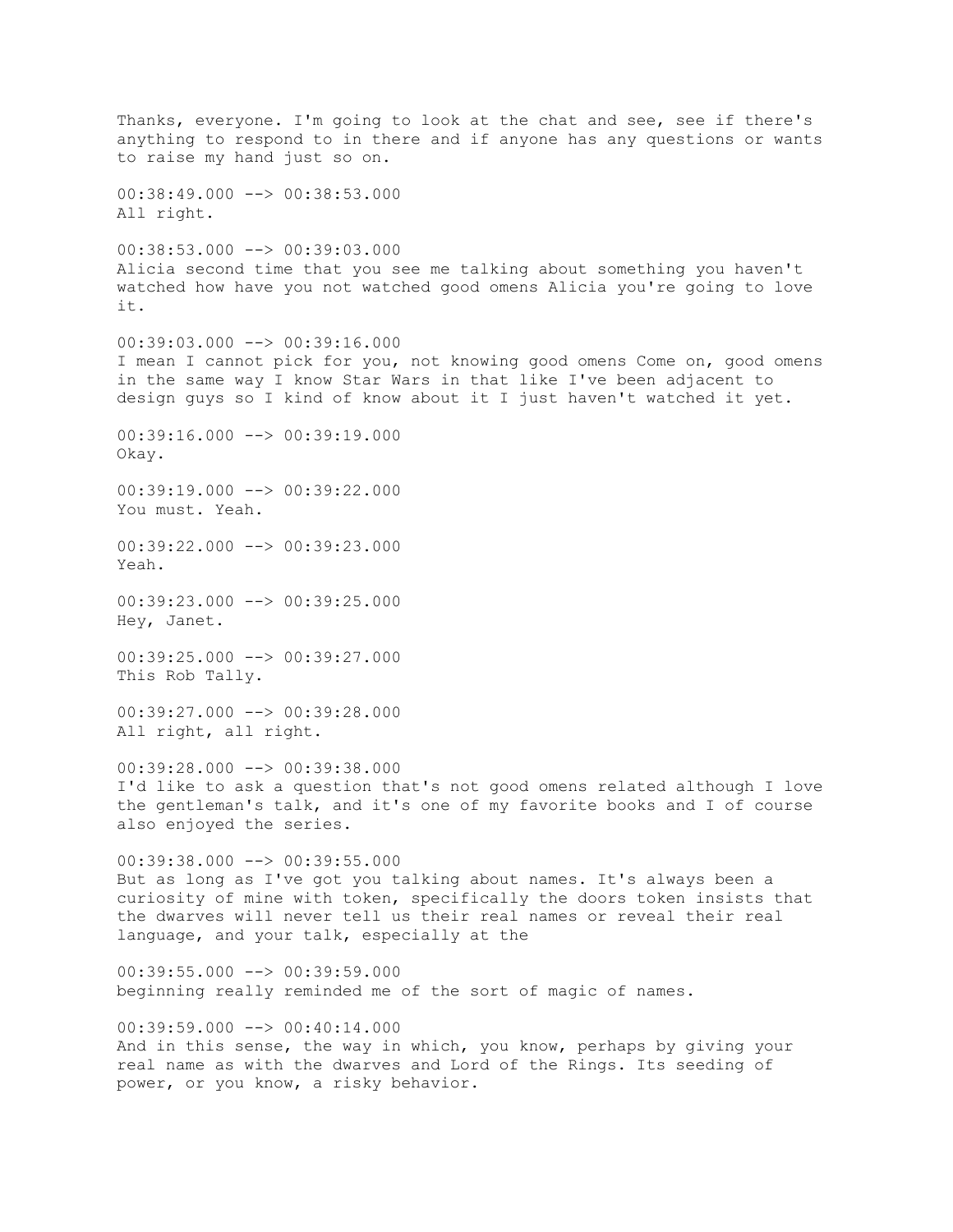Thanks, everyone. I'm going to look at the chat and see, see if there's anything to respond to in there and if anyone has any questions or wants to raise my hand just so on.

00:38:49.000 --> 00:38:53.000
All right.

00:38:53.000 --> 00:39:03.000
Alicia second time that you see me talking about something you haven't watched how have you not watched good omens Alicia you're going to love it.

00:39:03.000 --> 00:39:16.000
I mean I cannot pick for you, not knowing good omens Come on, good omens in the same way I know Star Wars in that like I've been adjacent to design guys so I kind of know about it I just haven't watched it yet.

00:39:16.000 --> 00:39:19.000
Okay.

00:39:19.000 --> 00:39:22.000
You must. Yeah.

00:39:22.000 --> 00:39:23.000
Yeah.

00:39:23.000 --> 00:39:25.000
Hey, Janet.

00:39:25.000 --> 00:39:27.000
This Rob Tally.

00:39:27.000 --> 00:39:28.000
All right, all right.

00:39:28.000 --> 00:39:38.000
I'd like to ask a question that's not good omens related although I love the gentleman's talk, and it's one of my favorite books and I of course also enjoyed the series.

00:39:38.000 --> 00:39:55.000
But as long as I've got you talking about names. It's always been a curiosity of mine with token, specifically the doors token insists that the dwarves will never tell us their real names or reveal their real language, and your talk, especially at the

00:39:55.000 --> 00:39:59.000
beginning really reminded me of the sort of magic of names.

00:39:59.000 --> 00:40:14.000
And in this sense, the way in which, you know, perhaps by giving your real name as with the dwarves and Lord of the Rings. Its seeding of power, or you know, a risky behavior.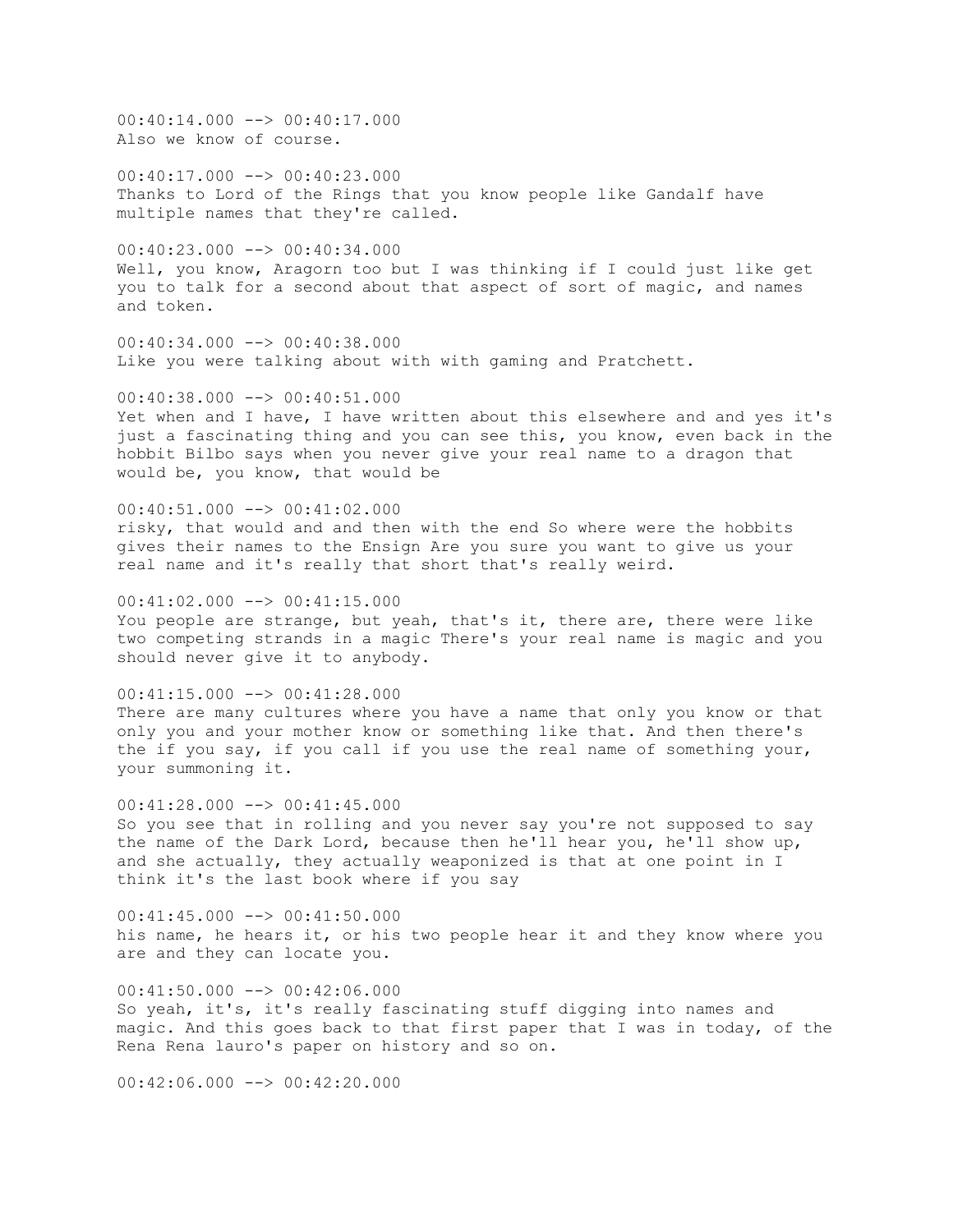00:40:14.000 --> 00:40:17.000
Also we know of course.

00:40:17.000 --> 00:40:23.000
Thanks to Lord of the Rings that you know people like Gandalf have multiple names that they're called.

00:40:23.000 --> 00:40:34.000
Well, you know, Aragorn too but I was thinking if I could just like get you to talk for a second about that aspect of sort of magic, and names and token.

00:40:34.000 --> 00:40:38.000
Like you were talking about with with gaming and Pratchett.

00:40:38.000 --> 00:40:51.000
Yet when and I have, I have written about this elsewhere and and yes it's just a fascinating thing and you can see this, you know, even back in the hobbit Bilbo says when you never give your real name to a dragon that would be, you know, that would be

00:40:51.000 --> 00:41:02.000
risky, that would and and then with the end So where were the hobbits gives their names to the Ensign Are you sure you want to give us your real name and it's really that short that's really weird.

00:41:02.000 --> 00:41:15.000
You people are strange, but yeah, that's it, there are, there were like two competing strands in a magic There's your real name is magic and you should never give it to anybody.

00:41:15.000 --> 00:41:28.000
There are many cultures where you have a name that only you know or that only you and your mother know or something like that. And then there's the if you say, if you call if you use the real name of something your, your summoning it.

00:41:28.000 --> 00:41:45.000
So you see that in rolling and you never say you're not supposed to say the name of the Dark Lord, because then he'll hear you, he'll show up, and she actually, they actually weaponized is that at one point in I think it's the last book where if you say

00:41:45.000 --> 00:41:50.000
his name, he hears it, or his two people hear it and they know where you are and they can locate you.

00:41:50.000 --> 00:42:06.000
So yeah, it's, it's really fascinating stuff digging into names and magic. And this goes back to that first paper that I was in today, of the Rena Rena lauro's paper on history and so on.

00:42:06.000 --> 00:42:20.000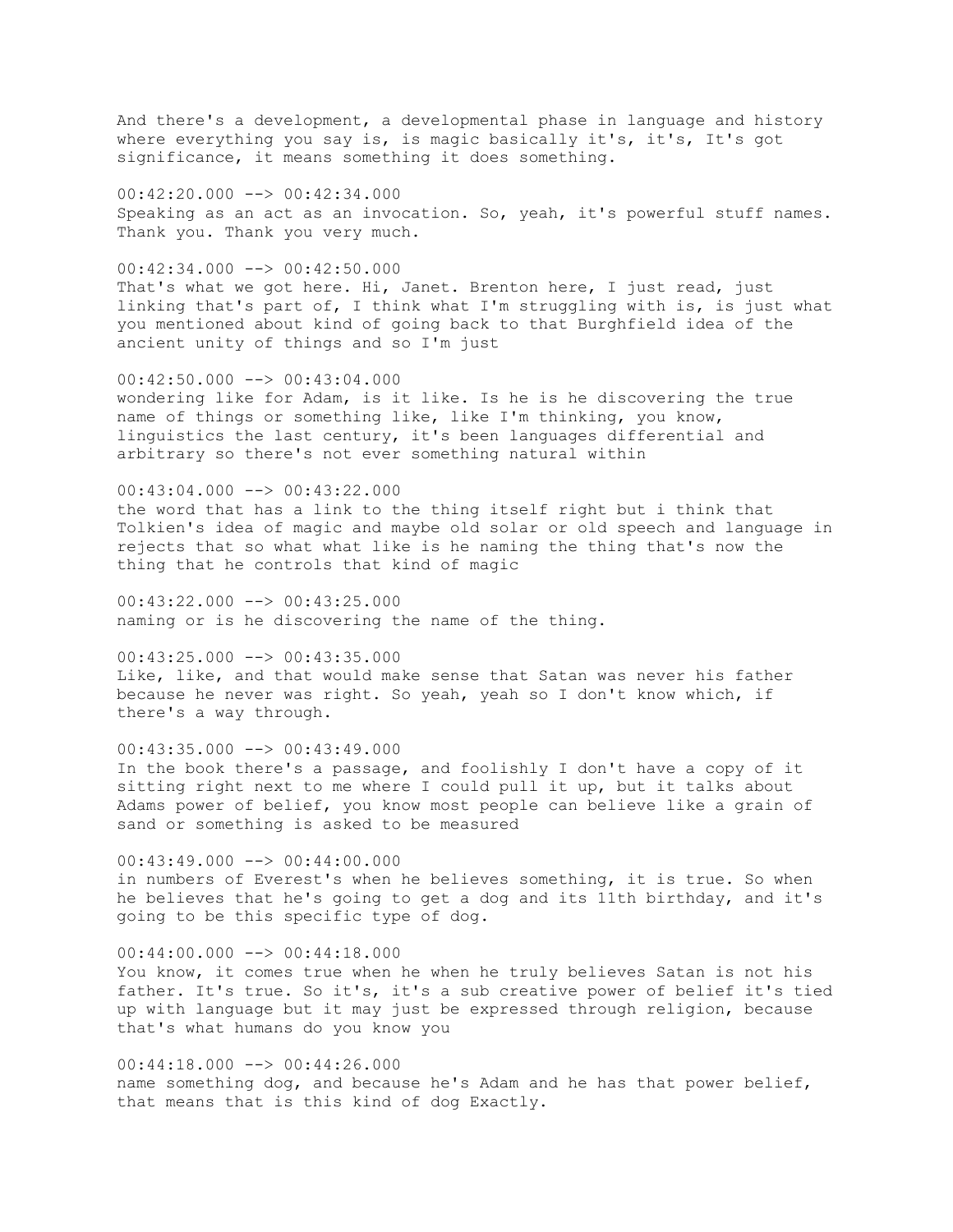And there's a development, a developmental phase in language and history where everything you say is, is magic basically it's, it's, It's got significance, it means something it does something.

00:42:20.000 --> 00:42:34.000
Speaking as an act as an invocation. So, yeah, it's powerful stuff names. Thank you. Thank you very much.

00:42:34.000 --> 00:42:50.000
That's what we got here. Hi, Janet. Brenton here, I just read, just linking that's part of, I think what I'm struggling with is, is just what you mentioned about kind of going back to that Burghfield idea of the ancient unity of things and so I'm just

00:42:50.000 --> 00:43:04.000
wondering like for Adam, is it like. Is he is he discovering the true name of things or something like, like I'm thinking, you know, linguistics the last century, it's been languages differential and arbitrary so there's not ever something natural within

00:43:04.000 --> 00:43:22.000
the word that has a link to the thing itself right but i think that Tolkien's idea of magic and maybe old solar or old speech and language in rejects that so what what like is he naming the thing that's now the thing that he controls that kind of magic

00:43:22.000 --> 00:43:25.000
naming or is he discovering the name of the thing.

00:43:25.000 --> 00:43:35.000
Like, like, and that would make sense that Satan was never his father because he never was right. So yeah, yeah so I don't know which, if there's a way through.

00:43:35.000 --> 00:43:49.000
In the book there's a passage, and foolishly I don't have a copy of it sitting right next to me where I could pull it up, but it talks about Adams power of belief, you know most people can believe like a grain of sand or something is asked to be measured

00:43:49.000 --> 00:44:00.000
in numbers of Everest's when he believes something, it is true. So when he believes that he's going to get a dog and its 11th birthday, and it's going to be this specific type of dog.

00:44:00.000 --> 00:44:18.000
You know, it comes true when he when he truly believes Satan is not his father. It's true. So it's, it's a sub creative power of belief it's tied up with language but it may just be expressed through religion, because that's what humans do you know you

00:44:18.000 --> 00:44:26.000
name something dog, and because he's Adam and he has that power belief, that means that is this kind of dog Exactly.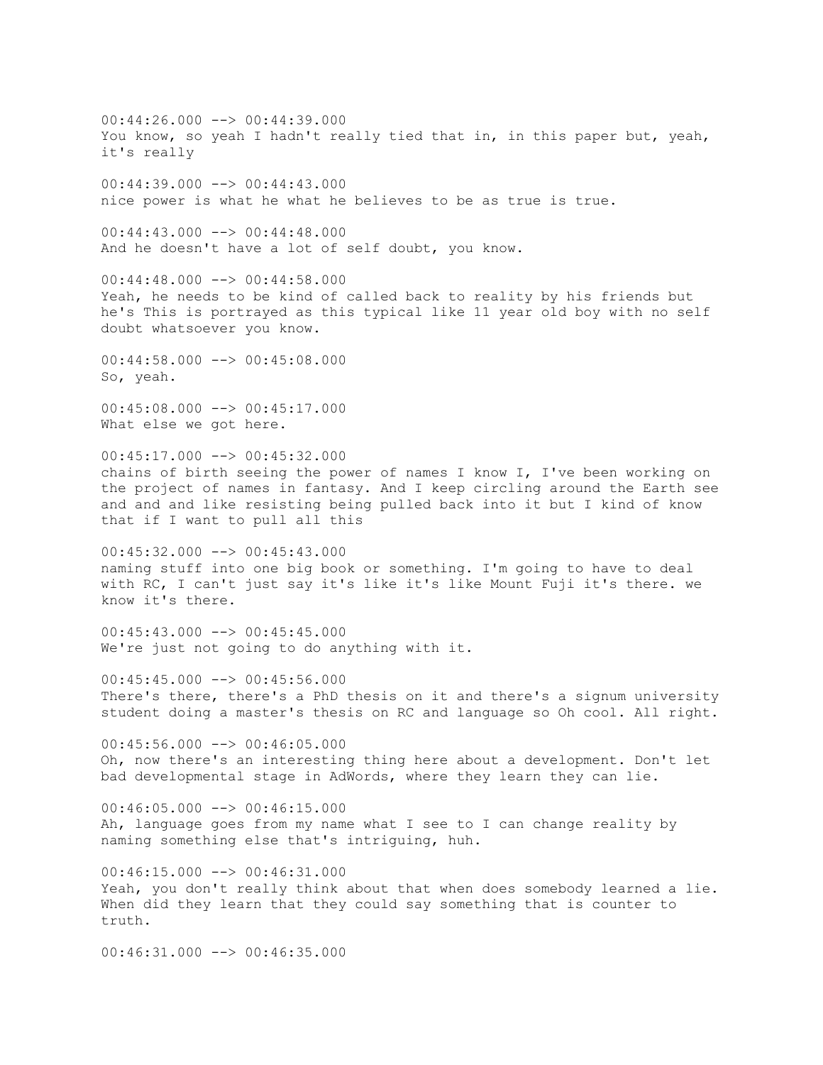00:44:26.000 --> 00:44:39.000
You know, so yeah I hadn't really tied that in, in this paper but, yeah, it's really

00:44:39.000 --> 00:44:43.000
nice power is what he what he believes to be as true is true.

00:44:43.000 --> 00:44:48.000
And he doesn't have a lot of self doubt, you know.

00:44:48.000 --> 00:44:58.000
Yeah, he needs to be kind of called back to reality by his friends but he's This is portrayed as this typical like 11 year old boy with no self doubt whatsoever you know.

00:44:58.000 --> 00:45:08.000
So, yeah.

00:45:08.000 --> 00:45:17.000
What else we got here.

00:45:17.000 --> 00:45:32.000
chains of birth seeing the power of names I know I, I've been working on the project of names in fantasy. And I keep circling around the Earth see and and and like resisting being pulled back into it but I kind of know that if I want to pull all this

00:45:32.000 --> 00:45:43.000
naming stuff into one big book or something. I'm going to have to deal with RC, I can't just say it's like it's like Mount Fuji it's there. we know it's there.

00:45:43.000 --> 00:45:45.000
We're just not going to do anything with it.

00:45:45.000 --> 00:45:56.000
There's there, there's a PhD thesis on it and there's a signum university student doing a master's thesis on RC and language so Oh cool. All right.

00:45:56.000 --> 00:46:05.000
Oh, now there's an interesting thing here about a development. Don't let bad developmental stage in AdWords, where they learn they can lie.

00:46:05.000 --> 00:46:15.000
Ah, language goes from my name what I see to I can change reality by naming something else that's intriguing, huh.

00:46:15.000 --> 00:46:31.000
Yeah, you don't really think about that when does somebody learned a lie. When did they learn that they could say something that is counter to truth.

00:46:31.000 --> 00:46:35.000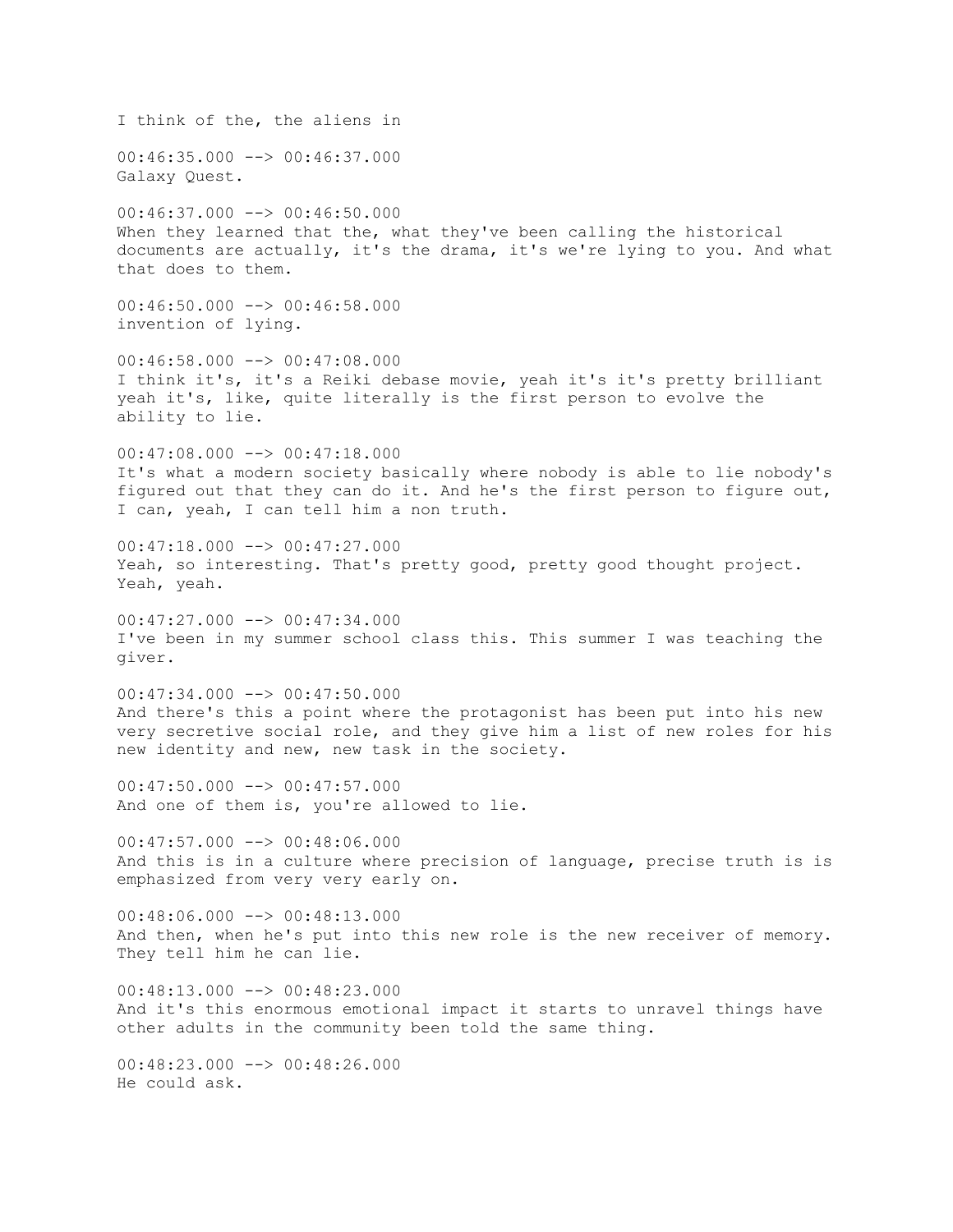I think of the, the aliens in

00:46:35.000 --> 00:46:37.000
Galaxy Quest.

00:46:37.000 --> 00:46:50.000
When they learned that the, what they've been calling the historical documents are actually, it's the drama, it's we're lying to you. And what that does to them.

00:46:50.000 --> 00:46:58.000
invention of lying.

00:46:58.000 --> 00:47:08.000
I think it's, it's a Reiki debase movie, yeah it's it's pretty brilliant yeah it's, like, quite literally is the first person to evolve the ability to lie.

00:47:08.000 --> 00:47:18.000
It's what a modern society basically where nobody is able to lie nobody's figured out that they can do it. And he's the first person to figure out, I can, yeah, I can tell him a non truth.

00:47:18.000 --> 00:47:27.000
Yeah, so interesting. That's pretty good, pretty good thought project. Yeah, yeah.

00:47:27.000 --> 00:47:34.000
I've been in my summer school class this. This summer I was teaching the giver.

00:47:34.000 --> 00:47:50.000
And there's this a point where the protagonist has been put into his new very secretive social role, and they give him a list of new roles for his new identity and new, new task in the society.

00:47:50.000 --> 00:47:57.000
And one of them is, you're allowed to lie.

00:47:57.000 --> 00:48:06.000
And this is in a culture where precision of language, precise truth is is emphasized from very very early on.

00:48:06.000 --> 00:48:13.000
And then, when he's put into this new role is the new receiver of memory. They tell him he can lie.

00:48:13.000 --> 00:48:23.000
And it's this enormous emotional impact it starts to unravel things have other adults in the community been told the same thing.

00:48:23.000 --> 00:48:26.000
He could ask.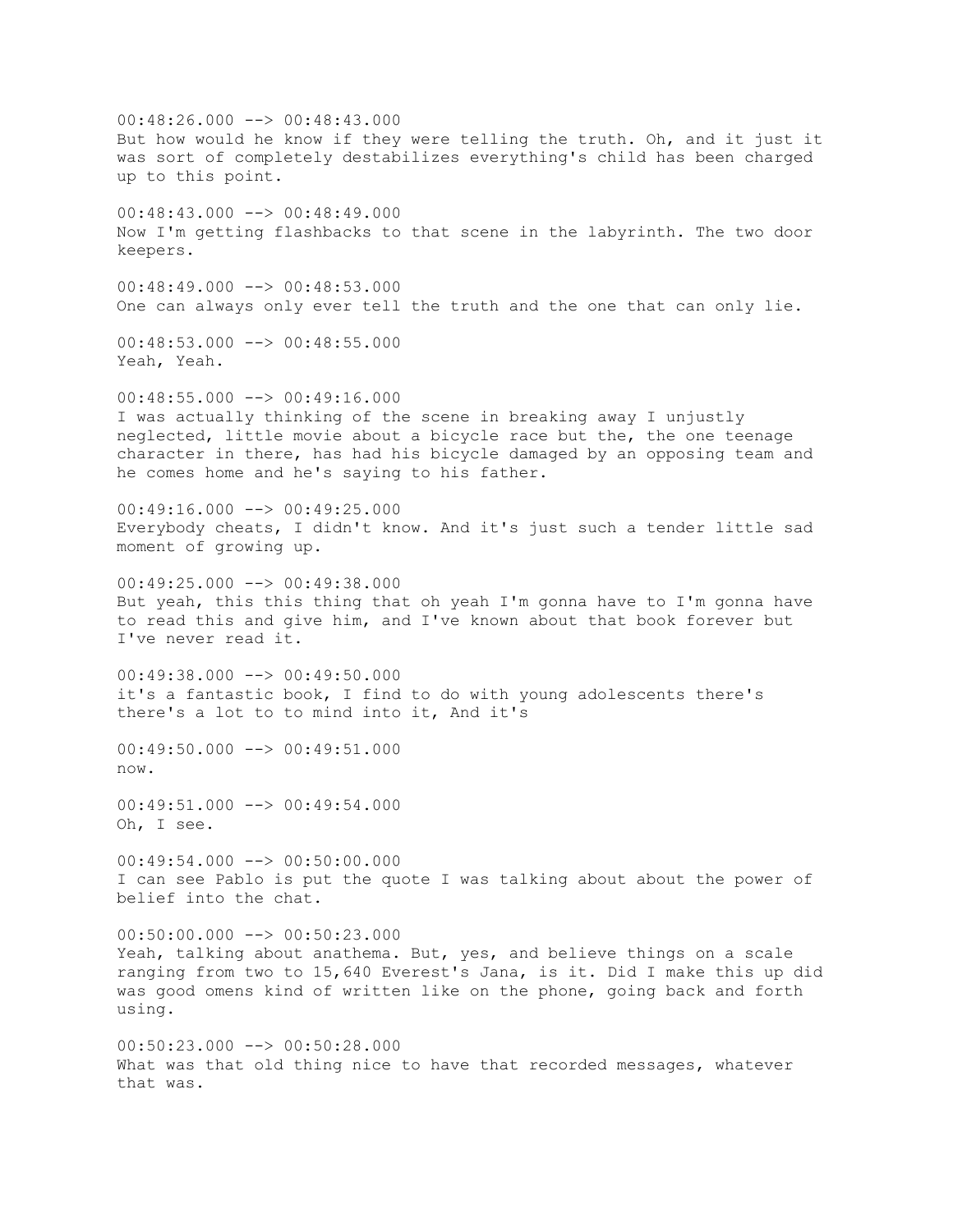00:48:26.000 --> 00:48:43.000
But how would he know if they were telling the truth. Oh, and it just it was sort of completely destabilizes everything's child has been charged up to this point.

00:48:43.000 --> 00:48:49.000
Now I'm getting flashbacks to that scene in the labyrinth. The two door keepers.

00:48:49.000 --> 00:48:53.000
One can always only ever tell the truth and the one that can only lie.

00:48:53.000 --> 00:48:55.000
Yeah, Yeah.

00:48:55.000 --> 00:49:16.000
I was actually thinking of the scene in breaking away I unjustly neglected, little movie about a bicycle race but the, the one teenage character in there, has had his bicycle damaged by an opposing team and he comes home and he's saying to his father.

00:49:16.000 --> 00:49:25.000
Everybody cheats, I didn't know. And it's just such a tender little sad moment of growing up.

00:49:25.000 --> 00:49:38.000
But yeah, this this thing that oh yeah I'm gonna have to I'm gonna have to read this and give him, and I've known about that book forever but I've never read it.

00:49:38.000 --> 00:49:50.000
it's a fantastic book, I find to do with young adolescents there's there's a lot to to mind into it, And it's

00:49:50.000 --> 00:49:51.000
now.

00:49:51.000 --> 00:49:54.000
Oh, I see.

00:49:54.000 --> 00:50:00.000
I can see Pablo is put the quote I was talking about about the power of belief into the chat.

00:50:00.000 --> 00:50:23.000
Yeah, talking about anathema. But, yes, and believe things on a scale ranging from two to 15,640 Everest's Jana, is it. Did I make this up did was good omens kind of written like on the phone, going back and forth using.

00:50:23.000 --> 00:50:28.000
What was that old thing nice to have that recorded messages, whatever that was.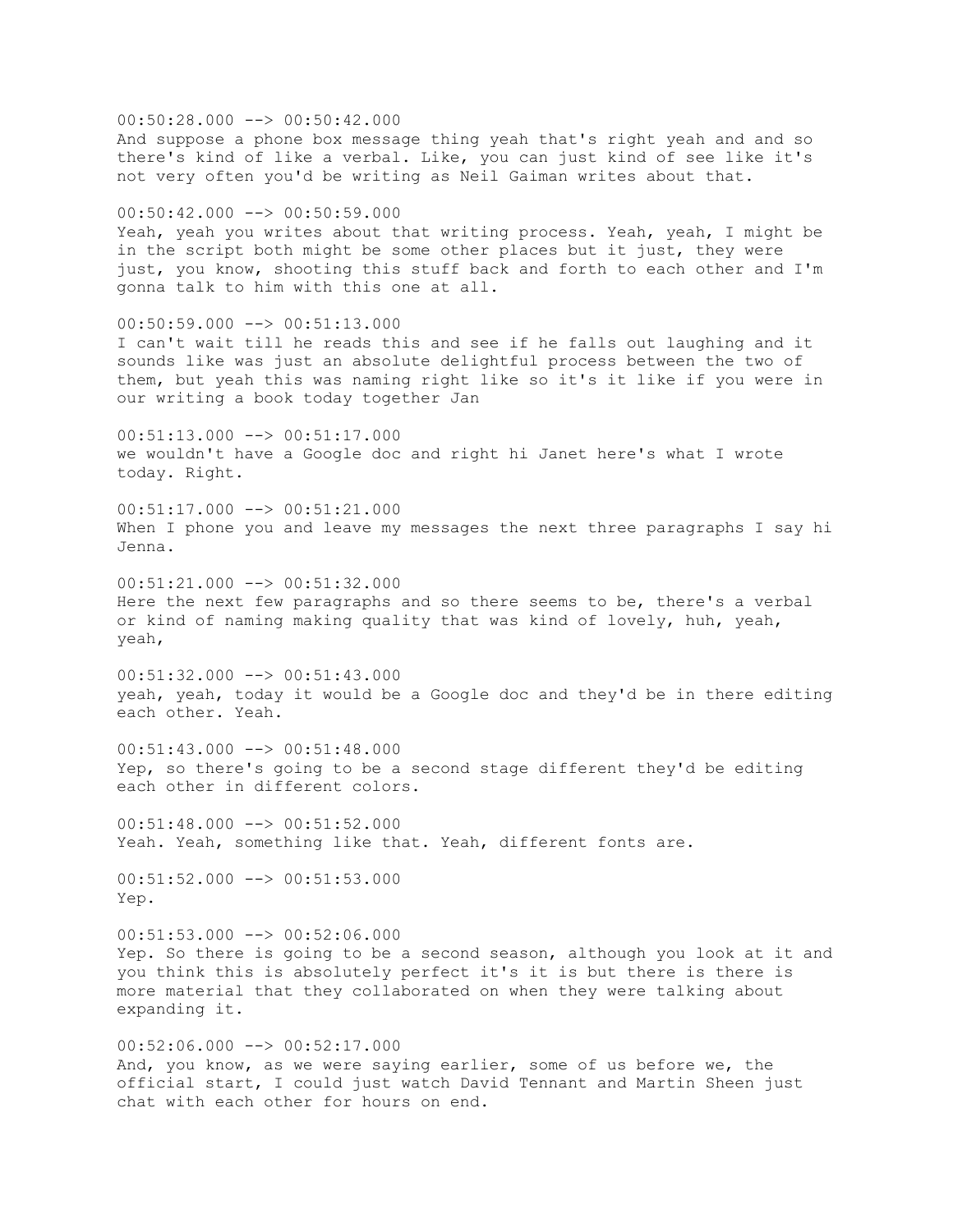00:50:28.000 --> 00:50:42.000
And suppose a phone box message thing yeah that's right yeah and and so there's kind of like a verbal. Like, you can just kind of see like it's not very often you'd be writing as Neil Gaiman writes about that.

00:50:42.000 --> 00:50:59.000
Yeah, yeah you writes about that writing process. Yeah, yeah, I might be in the script both might be some other places but it just, they were just, you know, shooting this stuff back and forth to each other and I'm gonna talk to him with this one at all.

00:50:59.000 --> 00:51:13.000
I can't wait till he reads this and see if he falls out laughing and it sounds like was just an absolute delightful process between the two of them, but yeah this was naming right like so it's it like if you were in our writing a book today together Jan

00:51:13.000 --> 00:51:17.000
we wouldn't have a Google doc and right hi Janet here's what I wrote today. Right.

00:51:17.000 --> 00:51:21.000
When I phone you and leave my messages the next three paragraphs I say hi Jenna.

00:51:21.000 --> 00:51:32.000
Here the next few paragraphs and so there seems to be, there's a verbal or kind of naming making quality that was kind of lovely, huh, yeah, yeah,

00:51:32.000 --> 00:51:43.000
yeah, yeah, today it would be a Google doc and they'd be in there editing each other. Yeah.

00:51:43.000 --> 00:51:48.000
Yep, so there's going to be a second stage different they'd be editing each other in different colors.

00:51:48.000 --> 00:51:52.000
Yeah. Yeah, something like that. Yeah, different fonts are.

00:51:52.000 --> 00:51:53.000
Yep.

00:51:53.000 --> 00:52:06.000
Yep. So there is going to be a second season, although you look at it and you think this is absolutely perfect it's it is but there is there is more material that they collaborated on when they were talking about expanding it.

00:52:06.000 --> 00:52:17.000
And, you know, as we were saying earlier, some of us before we, the official start, I could just watch David Tennant and Martin Sheen just chat with each other for hours on end.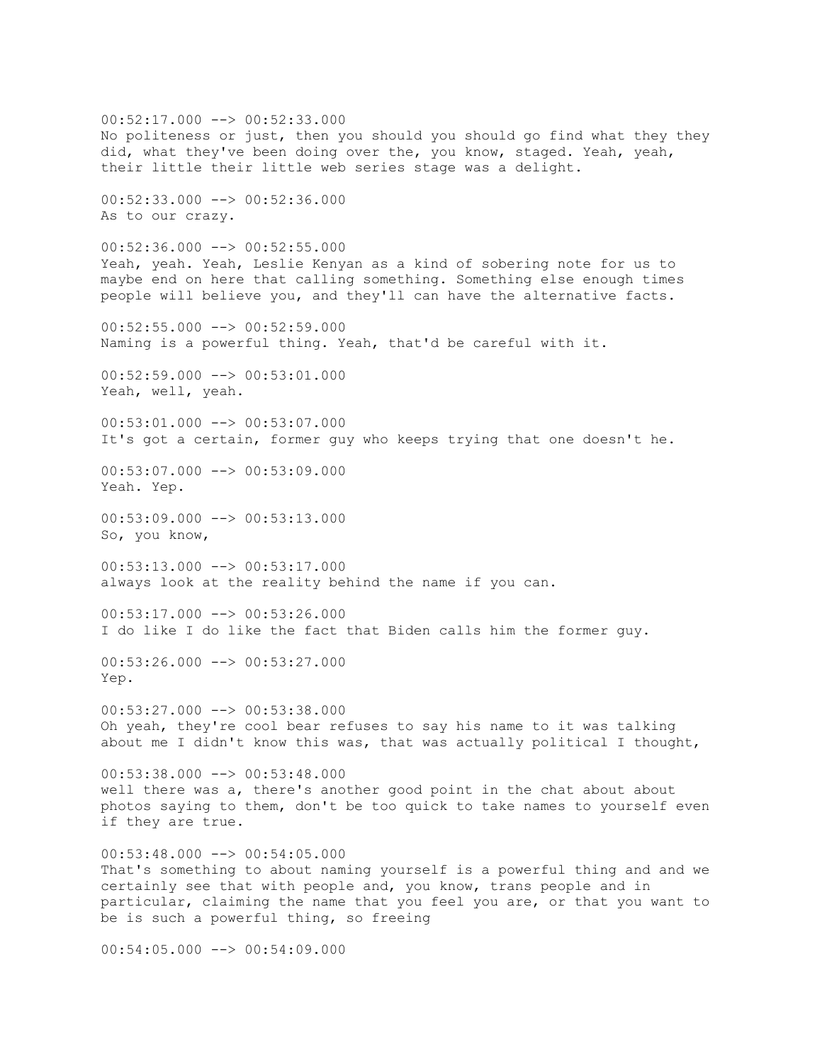00:52:17.000 --> 00:52:33.000
No politeness or just, then you should you should go find what they they did, what they've been doing over the, you know, staged. Yeah, yeah, their little their little web series stage was a delight.

00:52:33.000 --> 00:52:36.000
As to our crazy.

00:52:36.000 --> 00:52:55.000
Yeah, yeah. Yeah, Leslie Kenyan as a kind of sobering note for us to maybe end on here that calling something. Something else enough times people will believe you, and they'll can have the alternative facts.

00:52:55.000 --> 00:52:59.000
Naming is a powerful thing. Yeah, that'd be careful with it.

00:52:59.000 --> 00:53:01.000
Yeah, well, yeah.

00:53:01.000 --> 00:53:07.000
It's got a certain, former guy who keeps trying that one doesn't he.

00:53:07.000 --> 00:53:09.000
Yeah. Yep.

00:53:09.000 --> 00:53:13.000
So, you know,

00:53:13.000 --> 00:53:17.000
always look at the reality behind the name if you can.

00:53:17.000 --> 00:53:26.000
I do like I do like the fact that Biden calls him the former guy.

00:53:26.000 --> 00:53:27.000
Yep.

00:53:27.000 --> 00:53:38.000
Oh yeah, they're cool bear refuses to say his name to it was talking about me I didn't know this was, that was actually political I thought,

00:53:38.000 --> 00:53:48.000
well there was a, there's another good point in the chat about about photos saying to them, don't be too quick to take names to yourself even if they are true.

00:53:48.000 --> 00:54:05.000
That's something to about naming yourself is a powerful thing and and we certainly see that with people and, you know, trans people and in particular, claiming the name that you feel you are, or that you want to be is such a powerful thing, so freeing

00:54:05.000 --> 00:54:09.000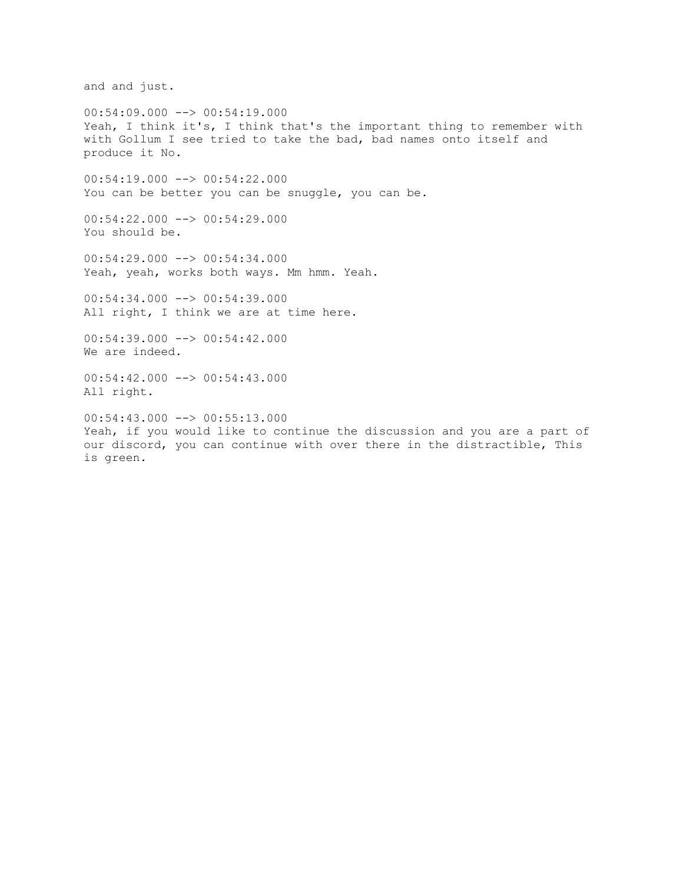and and just.

00:54:09.000 --> 00:54:19.000
Yeah, I think it's, I think that's the important thing to remember with with Gollum I see tried to take the bad, bad names onto itself and produce it No.

00:54:19.000 --> 00:54:22.000
You can be better you can be snuggle, you can be.

00:54:22.000 --> 00:54:29.000
You should be.

00:54:29.000 --> 00:54:34.000
Yeah, yeah, works both ways. Mm hmm. Yeah.

00:54:34.000 --> 00:54:39.000
All right, I think we are at time here.

00:54:39.000 --> 00:54:42.000
We are indeed.

00:54:42.000 --> 00:54:43.000
All right.

00:54:43.000 --> 00:55:13.000
Yeah, if you would like to continue the discussion and you are a part of our discord, you can continue with over there in the distractible, This is green.